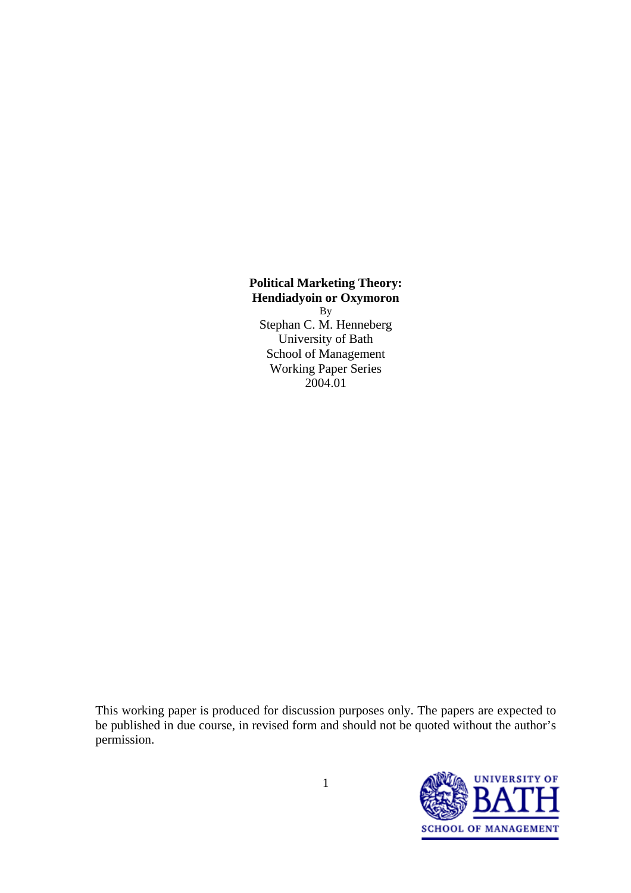**Political Marketing Theory:**
**Hendiadyoin or Oxymoron**

By

Stephan C. M. Henneberg

University of Bath

School of Management

Working Paper Series

2004.01

This working paper is produced for discussion purposes only. The papers are expected to be published in due course, in revised form and should not be quoted without the author's permission.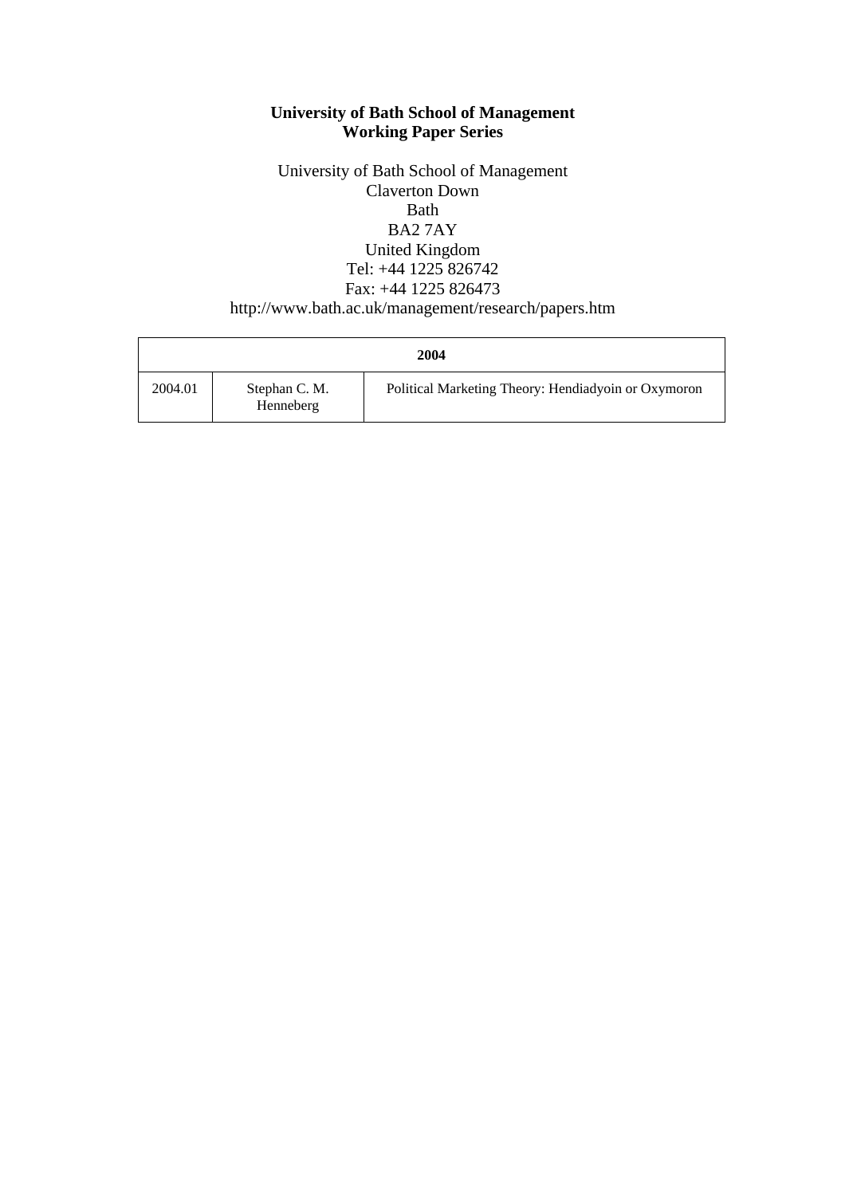**University of Bath School of Management**
**Working Paper Series**

University of Bath School of Management
Claverton Down
Bath
BA2 7AY
United Kingdom
Tel: +44 1225 826742
Fax: +44 1225 826473
http://www.bath.ac.uk/management/research/papers.htm

| **2004** | | |
|---|---|---|
| 2004.01 | Stephan C. M. Henneberg | Political Marketing Theory: Hendiadyoin or Oxymoron |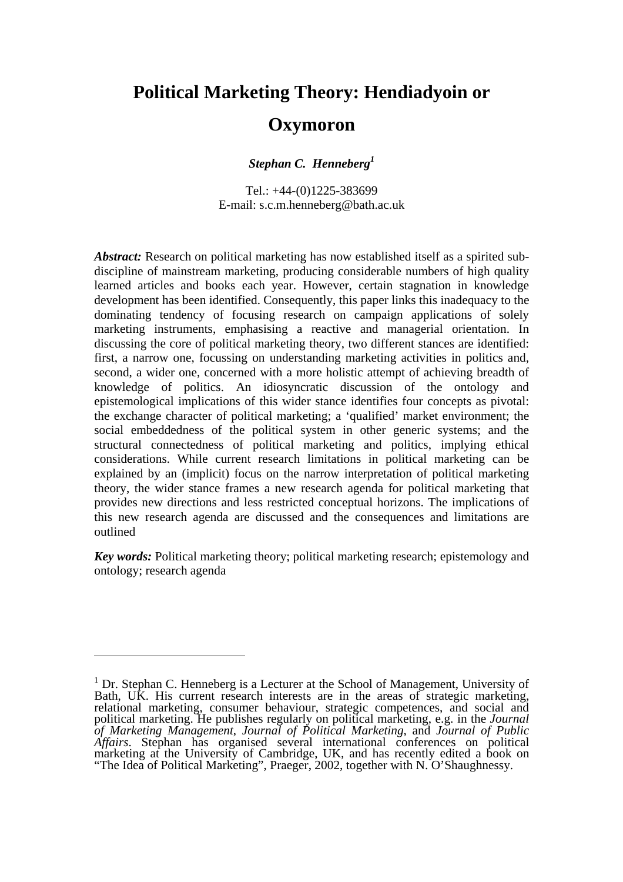# Political Marketing Theory: Hendiadyoin or Oxymoron

***Stephan C. Henneberg*[1]**

Tel.: +44-(0)1225-383699
E-mail: s.c.m.henneberg@bath.ac.uk

***Abstract:*** Research on political marketing has now established itself as a spirited sub-discipline of mainstream marketing, producing considerable numbers of high quality learned articles and books each year. However, certain stagnation in knowledge development has been identified. Consequently, this paper links this inadequacy to the dominating tendency of focusing research on campaign applications of solely marketing instruments, emphasising a reactive and managerial orientation. In discussing the core of political marketing theory, two different stances are identified: first, a narrow one, focussing on understanding marketing activities in politics and, second, a wider one, concerned with a more holistic attempt of achieving breadth of knowledge of politics. An idiosyncratic discussion of the ontology and epistemological implications of this wider stance identifies four concepts as pivotal: the exchange character of political marketing; a 'qualified' market environment; the social embeddedness of the political system in other generic systems; and the structural connectedness of political marketing and politics, implying ethical considerations. While current research limitations in political marketing can be explained by an (implicit) focus on the narrow interpretation of political marketing theory, the wider stance frames a new research agenda for political marketing that provides new directions and less restricted conceptual horizons. The implications of this new research agenda are discussed and the consequences and limitations are outlined

***Key words:*** Political marketing theory; political marketing research; epistemology and ontology; research agenda

---

[1] Dr. Stephan C. Henneberg is a Lecturer at the School of Management, University of Bath, UK. His current research interests are in the areas of strategic marketing, relational marketing, consumer behaviour, strategic competences, and social and political marketing. He publishes regularly on political marketing, e.g. in the *Journal of Marketing Management*, *Journal of Political Marketing*, and *Journal of Public Affairs*. Stephan has organised several international conferences on political marketing at the University of Cambridge, UK, and has recently edited a book on "The Idea of Political Marketing", Praeger, 2002, together with N. O'Shaughnessy.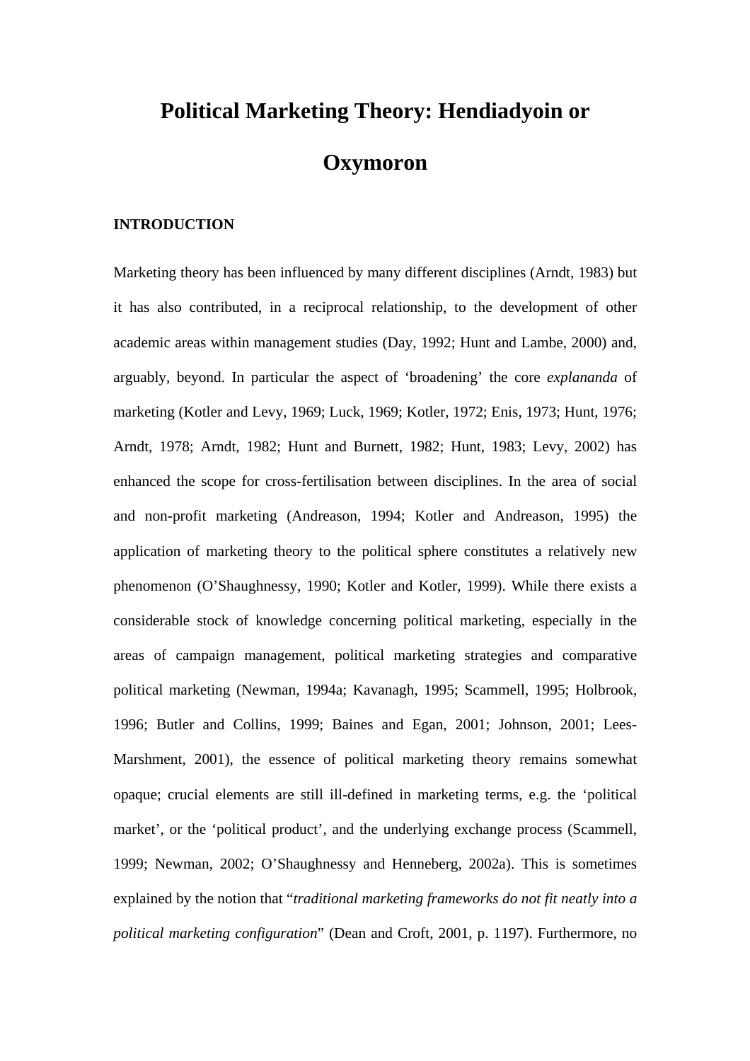# Political Marketing Theory: Hendiadyoin or Oxymoron

## INTRODUCTION

Marketing theory has been influenced by many different disciplines (Arndt, 1983) but it has also contributed, in a reciprocal relationship, to the development of other academic areas within management studies (Day, 1992; Hunt and Lambe, 2000) and, arguably, beyond. In particular the aspect of 'broadening' the core *explananda* of marketing (Kotler and Levy, 1969; Luck, 1969; Kotler, 1972; Enis, 1973; Hunt, 1976; Arndt, 1978; Arndt, 1982; Hunt and Burnett, 1982; Hunt, 1983; Levy, 2002) has enhanced the scope for cross-fertilisation between disciplines. In the area of social and non-profit marketing (Andreason, 1994; Kotler and Andreason, 1995) the application of marketing theory to the political sphere constitutes a relatively new phenomenon (O'Shaughnessy, 1990; Kotler and Kotler, 1999). While there exists a considerable stock of knowledge concerning political marketing, especially in the areas of campaign management, political marketing strategies and comparative political marketing (Newman, 1994a; Kavanagh, 1995; Scammell, 1995; Holbrook, 1996; Butler and Collins, 1999; Baines and Egan, 2001; Johnson, 2001; Lees-Marshment, 2001), the essence of political marketing theory remains somewhat opaque; crucial elements are still ill-defined in marketing terms, e.g. the 'political market', or the 'political product', and the underlying exchange process (Scammell, 1999; Newman, 2002; O'Shaughnessy and Henneberg, 2002a). This is sometimes explained by the notion that "*traditional marketing frameworks do not fit neatly into a political marketing configuration*" (Dean and Croft, 2001, p. 1197). Furthermore, no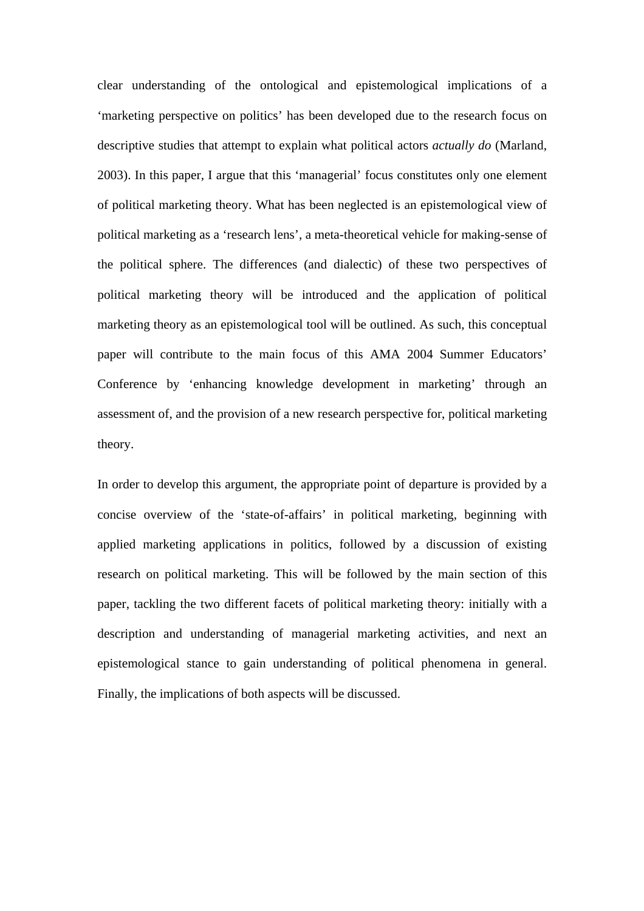clear understanding of the ontological and epistemological implications of a 'marketing perspective on politics' has been developed due to the research focus on descriptive studies that attempt to explain what political actors *actually do* (Marland, 2003). In this paper, I argue that this 'managerial' focus constitutes only one element of political marketing theory. What has been neglected is an epistemological view of political marketing as a 'research lens', a meta-theoretical vehicle for making-sense of the political sphere. The differences (and dialectic) of these two perspectives of political marketing theory will be introduced and the application of political marketing theory as an epistemological tool will be outlined. As such, this conceptual paper will contribute to the main focus of this AMA 2004 Summer Educators' Conference by 'enhancing knowledge development in marketing' through an assessment of, and the provision of a new research perspective for, political marketing theory.

In order to develop this argument, the appropriate point of departure is provided by a concise overview of the 'state-of-affairs' in political marketing, beginning with applied marketing applications in politics, followed by a discussion of existing research on political marketing. This will be followed by the main section of this paper, tackling the two different facets of political marketing theory: initially with a description and understanding of managerial marketing activities, and next an epistemological stance to gain understanding of political phenomena in general. Finally, the implications of both aspects will be discussed.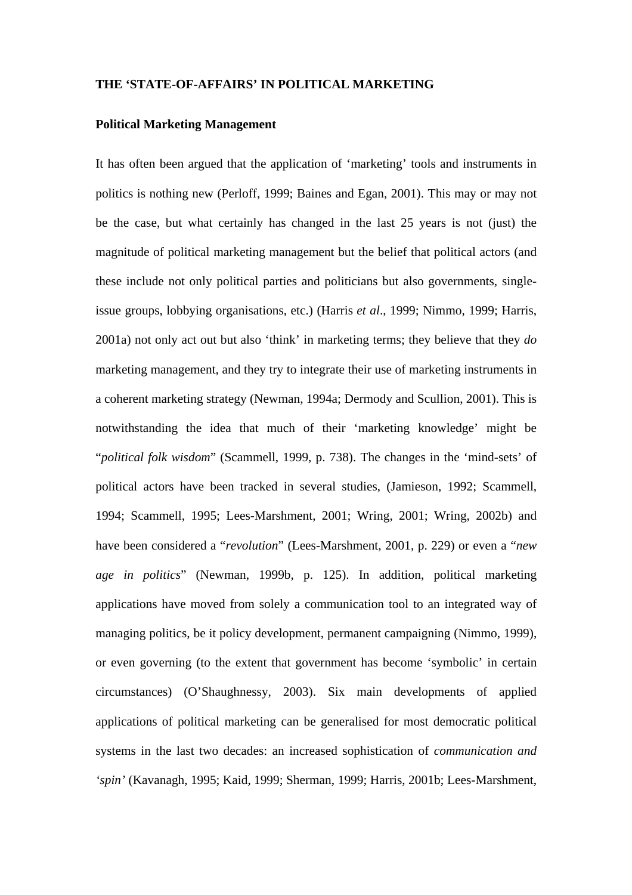**THE 'STATE-OF-AFFAIRS' IN POLITICAL MARKETING**

**Political Marketing Management**

It has often been argued that the application of 'marketing' tools and instruments in politics is nothing new (Perloff, 1999; Baines and Egan, 2001). This may or may not be the case, but what certainly has changed in the last 25 years is not (just) the magnitude of political marketing management but the belief that political actors (and these include not only political parties and politicians but also governments, single-issue groups, lobbying organisations, etc.) (Harris *et al*., 1999; Nimmo, 1999; Harris, 2001a) not only act out but also 'think' in marketing terms; they believe that they *do* marketing management, and they try to integrate their use of marketing instruments in a coherent marketing strategy (Newman, 1994a; Dermody and Scullion, 2001). This is notwithstanding the idea that much of their 'marketing knowledge' might be "*political folk wisdom*" (Scammell, 1999, p. 738). The changes in the 'mind-sets' of political actors have been tracked in several studies, (Jamieson, 1992; Scammell, 1994; Scammell, 1995; Lees-Marshment, 2001; Wring, 2001; Wring, 2002b) and have been considered a "*revolution*" (Lees-Marshment, 2001, p. 229) or even a "*new age in politics*" (Newman, 1999b, p. 125). In addition, political marketing applications have moved from solely a communication tool to an integrated way of managing politics, be it policy development, permanent campaigning (Nimmo, 1999), or even governing (to the extent that government has become 'symbolic' in certain circumstances) (O'Shaughnessy, 2003). Six main developments of applied applications of political marketing can be generalised for most democratic political systems in the last two decades: an increased sophistication of *communication and 'spin'* (Kavanagh, 1995; Kaid, 1999; Sherman, 1999; Harris, 2001b; Lees-Marshment,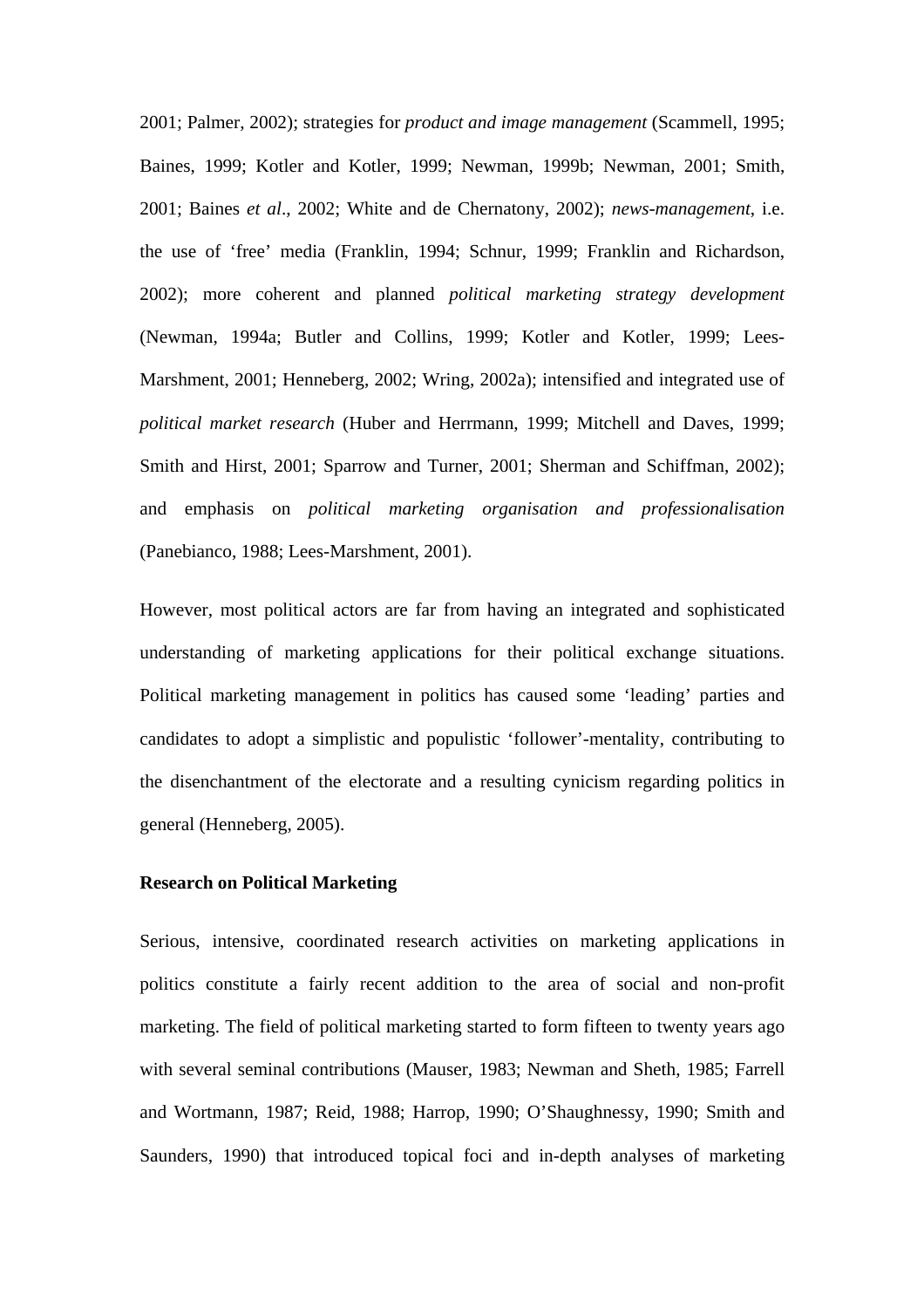2001; Palmer, 2002); strategies for *product and image management* (Scammell, 1995; Baines, 1999; Kotler and Kotler, 1999; Newman, 1999b; Newman, 2001; Smith, 2001; Baines *et al*., 2002; White and de Chernatony, 2002); *news-management*, i.e. the use of 'free' media (Franklin, 1994; Schnur, 1999; Franklin and Richardson, 2002); more coherent and planned *political marketing strategy development* (Newman, 1994a; Butler and Collins, 1999; Kotler and Kotler, 1999; Lees-Marshment, 2001; Henneberg, 2002; Wring, 2002a); intensified and integrated use of *political market research* (Huber and Herrmann, 1999; Mitchell and Daves, 1999; Smith and Hirst, 2001; Sparrow and Turner, 2001; Sherman and Schiffman, 2002); and emphasis on *political marketing organisation and professionalisation* (Panebianco, 1988; Lees-Marshment, 2001).

However, most political actors are far from having an integrated and sophisticated understanding of marketing applications for their political exchange situations. Political marketing management in politics has caused some 'leading' parties and candidates to adopt a simplistic and populistic 'follower'-mentality, contributing to the disenchantment of the electorate and a resulting cynicism regarding politics in general (Henneberg, 2005).

**Research on Political Marketing**

Serious, intensive, coordinated research activities on marketing applications in politics constitute a fairly recent addition to the area of social and non-profit marketing. The field of political marketing started to form fifteen to twenty years ago with several seminal contributions (Mauser, 1983; Newman and Sheth, 1985; Farrell and Wortmann, 1987; Reid, 1988; Harrop, 1990; O'Shaughnessy, 1990; Smith and Saunders, 1990) that introduced topical foci and in-depth analyses of marketing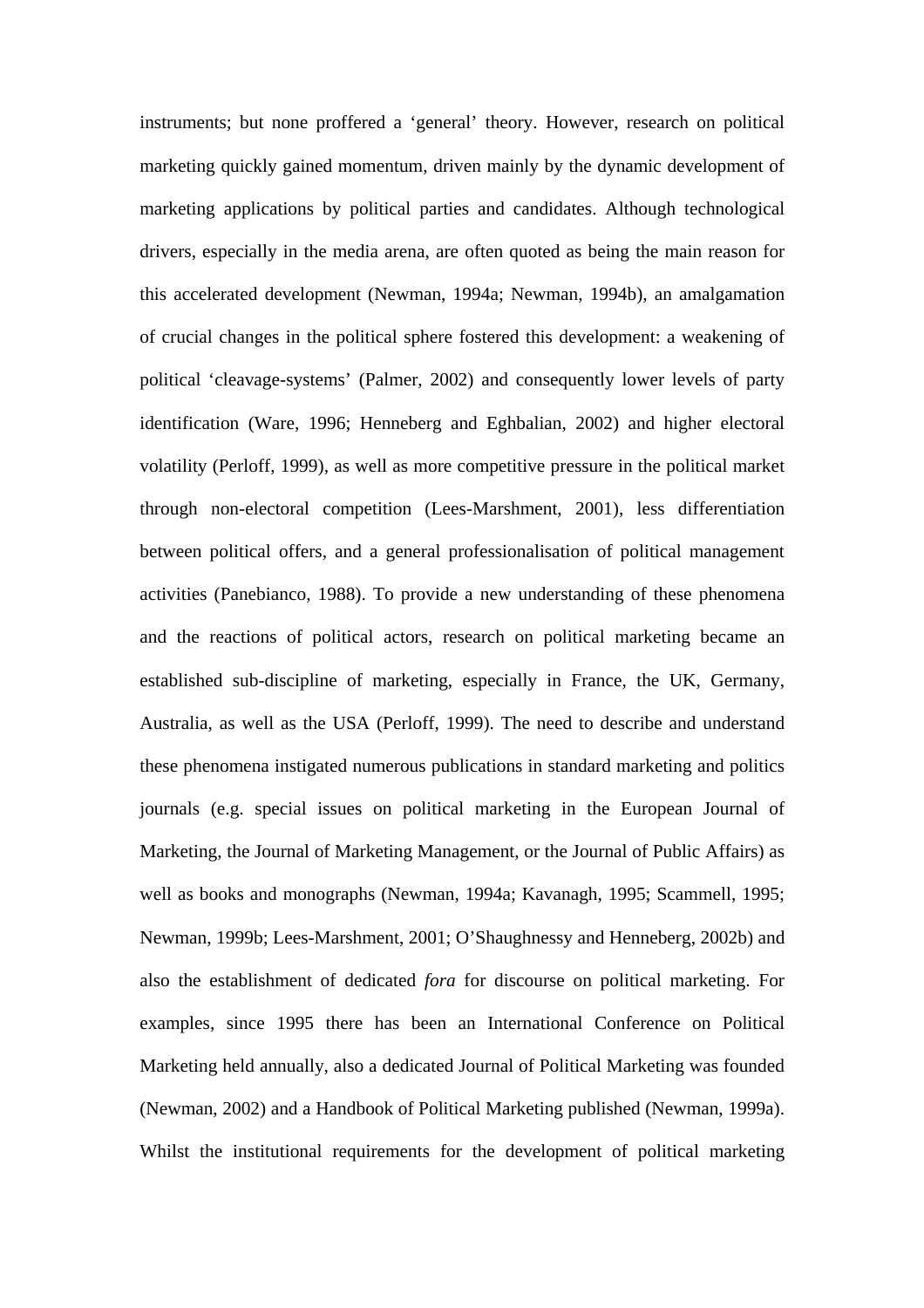instruments; but none proffered a 'general' theory. However, research on political marketing quickly gained momentum, driven mainly by the dynamic development of marketing applications by political parties and candidates. Although technological drivers, especially in the media arena, are often quoted as being the main reason for this accelerated development (Newman, 1994a; Newman, 1994b), an amalgamation of crucial changes in the political sphere fostered this development: a weakening of political 'cleavage-systems' (Palmer, 2002) and consequently lower levels of party identification (Ware, 1996; Henneberg and Eghbalian, 2002) and higher electoral volatility (Perloff, 1999), as well as more competitive pressure in the political market through non-electoral competition (Lees-Marshment, 2001), less differentiation between political offers, and a general professionalisation of political management activities (Panebianco, 1988). To provide a new understanding of these phenomena and the reactions of political actors, research on political marketing became an established sub-discipline of marketing, especially in France, the UK, Germany, Australia, as well as the USA (Perloff, 1999). The need to describe and understand these phenomena instigated numerous publications in standard marketing and politics journals (e.g. special issues on political marketing in the European Journal of Marketing, the Journal of Marketing Management, or the Journal of Public Affairs) as well as books and monographs (Newman, 1994a; Kavanagh, 1995; Scammell, 1995; Newman, 1999b; Lees-Marshment, 2001; O'Shaughnessy and Henneberg, 2002b) and also the establishment of dedicated *fora* for discourse on political marketing. For examples, since 1995 there has been an International Conference on Political Marketing held annually, also a dedicated Journal of Political Marketing was founded (Newman, 2002) and a Handbook of Political Marketing published (Newman, 1999a). Whilst the institutional requirements for the development of political marketing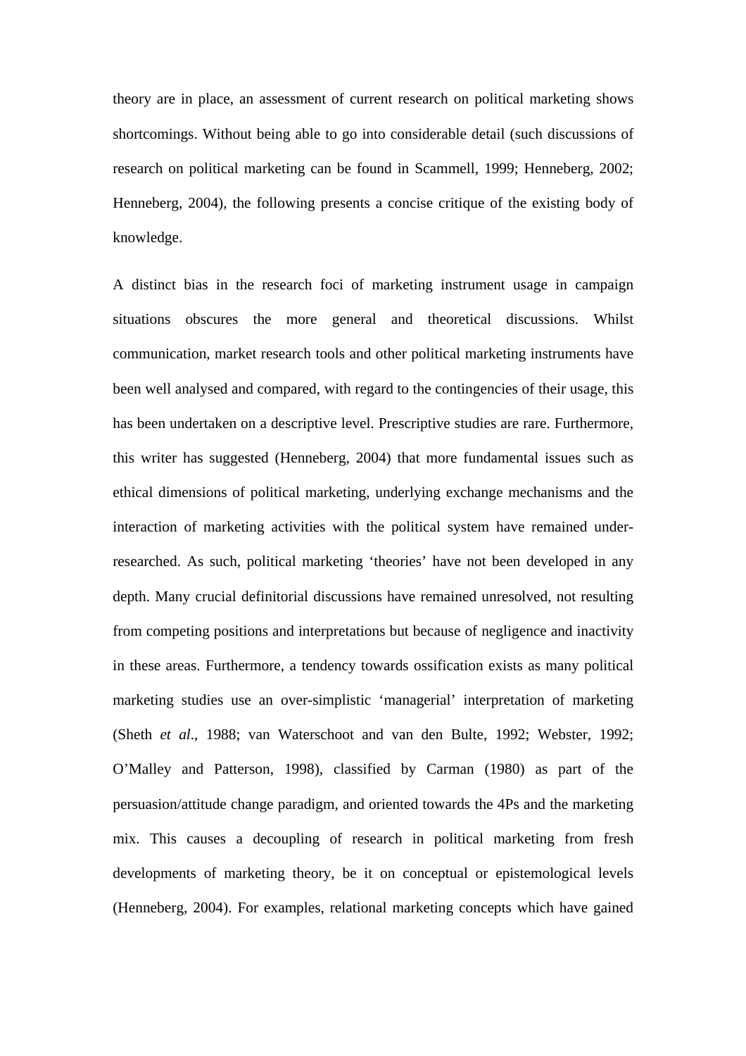theory are in place, an assessment of current research on political marketing shows shortcomings. Without being able to go into considerable detail (such discussions of research on political marketing can be found in Scammell, 1999; Henneberg, 2002; Henneberg, 2004), the following presents a concise critique of the existing body of knowledge.

A distinct bias in the research foci of marketing instrument usage in campaign situations obscures the more general and theoretical discussions. Whilst communication, market research tools and other political marketing instruments have been well analysed and compared, with regard to the contingencies of their usage, this has been undertaken on a descriptive level. Prescriptive studies are rare. Furthermore, this writer has suggested (Henneberg, 2004) that more fundamental issues such as ethical dimensions of political marketing, underlying exchange mechanisms and the interaction of marketing activities with the political system have remained under-researched. As such, political marketing 'theories' have not been developed in any depth. Many crucial definitorial discussions have remained unresolved, not resulting from competing positions and interpretations but because of negligence and inactivity in these areas. Furthermore, a tendency towards ossification exists as many political marketing studies use an over-simplistic 'managerial' interpretation of marketing (Sheth *et al*., 1988; van Waterschoot and van den Bulte, 1992; Webster, 1992; O'Malley and Patterson, 1998), classified by Carman (1980) as part of the persuasion/attitude change paradigm, and oriented towards the 4Ps and the marketing mix. This causes a decoupling of research in political marketing from fresh developments of marketing theory, be it on conceptual or epistemological levels (Henneberg, 2004). For examples, relational marketing concepts which have gained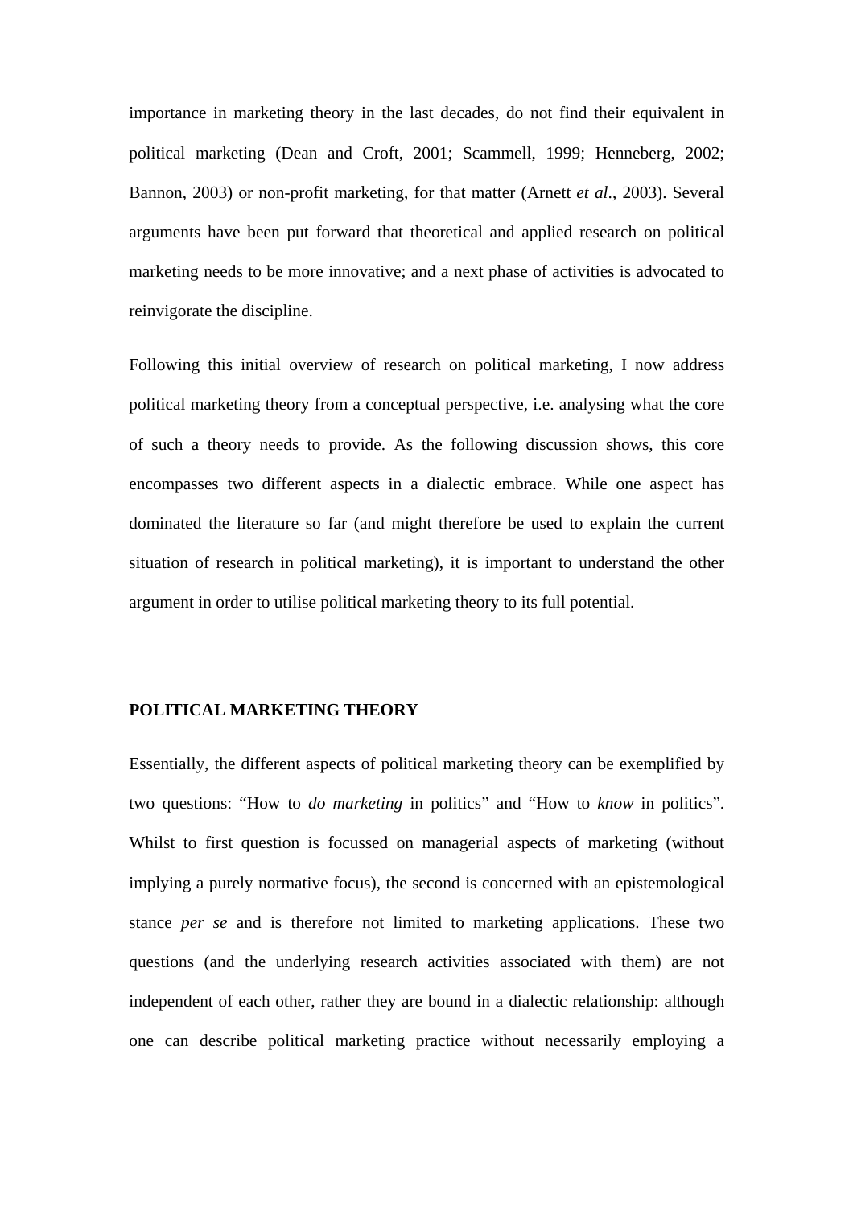importance in marketing theory in the last decades, do not find their equivalent in political marketing (Dean and Croft, 2001; Scammell, 1999; Henneberg, 2002; Bannon, 2003) or non-profit marketing, for that matter (Arnett *et al*., 2003). Several arguments have been put forward that theoretical and applied research on political marketing needs to be more innovative; and a next phase of activities is advocated to reinvigorate the discipline.

Following this initial overview of research on political marketing, I now address political marketing theory from a conceptual perspective, i.e. analysing what the core of such a theory needs to provide. As the following discussion shows, this core encompasses two different aspects in a dialectic embrace. While one aspect has dominated the literature so far (and might therefore be used to explain the current situation of research in political marketing), it is important to understand the other argument in order to utilise political marketing theory to its full potential.

## POLITICAL MARKETING THEORY

Essentially, the different aspects of political marketing theory can be exemplified by two questions: "How to *do marketing* in politics" and "How to *know* in politics". Whilst to first question is focussed on managerial aspects of marketing (without implying a purely normative focus), the second is concerned with an epistemological stance *per se* and is therefore not limited to marketing applications. These two questions (and the underlying research activities associated with them) are not independent of each other, rather they are bound in a dialectic relationship: although one can describe political marketing practice without necessarily employing a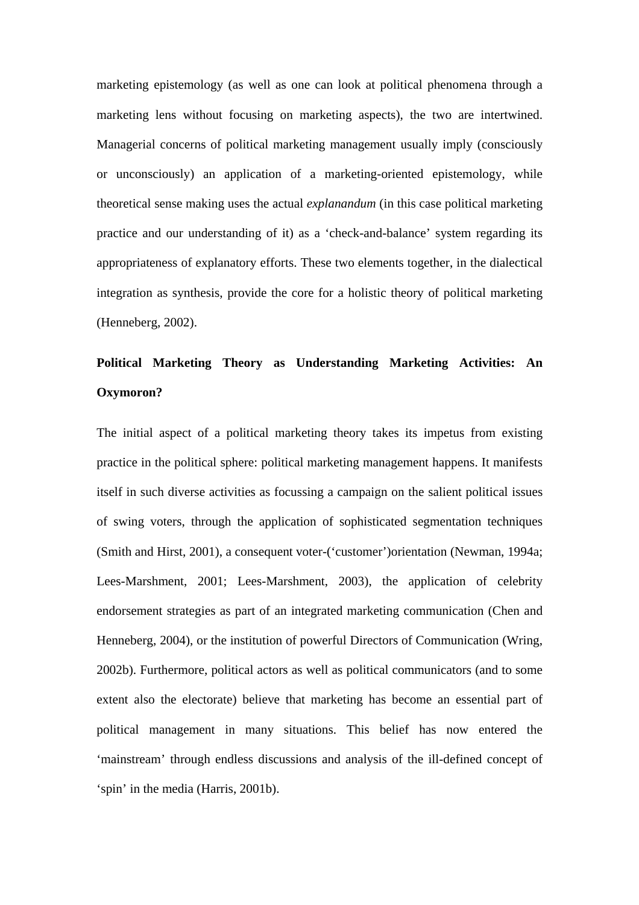marketing epistemology (as well as one can look at political phenomena through a marketing lens without focusing on marketing aspects), the two are intertwined. Managerial concerns of political marketing management usually imply (consciously or unconsciously) an application of a marketing-oriented epistemology, while theoretical sense making uses the actual *explanandum* (in this case political marketing practice and our understanding of it) as a 'check-and-balance' system regarding its appropriateness of explanatory efforts. These two elements together, in the dialectical integration as synthesis, provide the core for a holistic theory of political marketing (Henneberg, 2002).

**Political Marketing Theory as Understanding Marketing Activities: An Oxymoron?**

The initial aspect of a political marketing theory takes its impetus from existing practice in the political sphere: political marketing management happens. It manifests itself in such diverse activities as focussing a campaign on the salient political issues of swing voters, through the application of sophisticated segmentation techniques (Smith and Hirst, 2001), a consequent voter-('customer')orientation (Newman, 1994a; Lees-Marshment, 2001; Lees-Marshment, 2003), the application of celebrity endorsement strategies as part of an integrated marketing communication (Chen and Henneberg, 2004), or the institution of powerful Directors of Communication (Wring, 2002b). Furthermore, political actors as well as political communicators (and to some extent also the electorate) believe that marketing has become an essential part of political management in many situations. This belief has now entered the 'mainstream' through endless discussions and analysis of the ill-defined concept of 'spin' in the media (Harris, 2001b).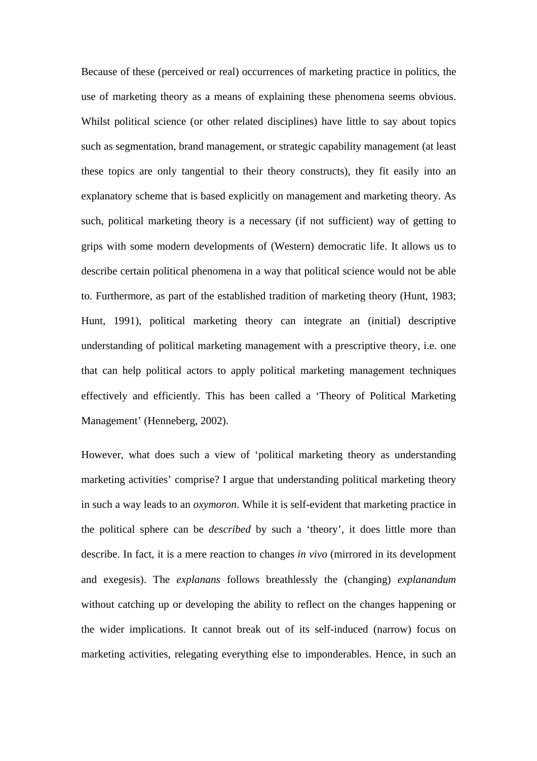Because of these (perceived or real) occurrences of marketing practice in politics, the use of marketing theory as a means of explaining these phenomena seems obvious. Whilst political science (or other related disciplines) have little to say about topics such as segmentation, brand management, or strategic capability management (at least these topics are only tangential to their theory constructs), they fit easily into an explanatory scheme that is based explicitly on management and marketing theory. As such, political marketing theory is a necessary (if not sufficient) way of getting to grips with some modern developments of (Western) democratic life. It allows us to describe certain political phenomena in a way that political science would not be able to. Furthermore, as part of the established tradition of marketing theory (Hunt, 1983; Hunt, 1991), political marketing theory can integrate an (initial) descriptive understanding of political marketing management with a prescriptive theory, i.e. one that can help political actors to apply political marketing management techniques effectively and efficiently. This has been called a 'Theory of Political Marketing Management' (Henneberg, 2002).

However, what does such a view of 'political marketing theory as understanding marketing activities' comprise? I argue that understanding political marketing theory in such a way leads to an *oxymoron*. While it is self-evident that marketing practice in the political sphere can be *described* by such a 'theory', it does little more than describe. In fact, it is a mere reaction to changes *in vivo* (mirrored in its development and exegesis). The *explanans* follows breathlessly the (changing) *explanandum* without catching up or developing the ability to reflect on the changes happening or the wider implications. It cannot break out of its self-induced (narrow) focus on marketing activities, relegating everything else to imponderables. Hence, in such an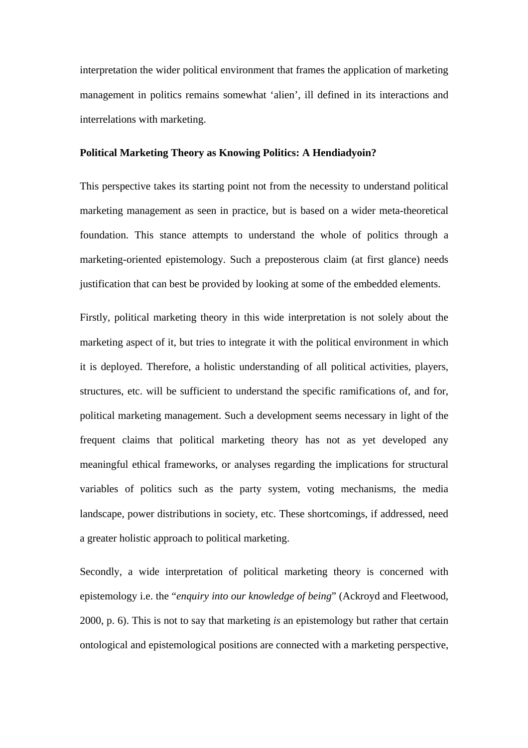interpretation the wider political environment that frames the application of marketing management in politics remains somewhat 'alien', ill defined in its interactions and interrelations with marketing.

**Political Marketing Theory as Knowing Politics: A Hendiadyoin?**

This perspective takes its starting point not from the necessity to understand political marketing management as seen in practice, but is based on a wider meta-theoretical foundation. This stance attempts to understand the whole of politics through a marketing-oriented epistemology. Such a preposterous claim (at first glance) needs justification that can best be provided by looking at some of the embedded elements.

Firstly, political marketing theory in this wide interpretation is not solely about the marketing aspect of it, but tries to integrate it with the political environment in which it is deployed. Therefore, a holistic understanding of all political activities, players, structures, etc. will be sufficient to understand the specific ramifications of, and for, political marketing management. Such a development seems necessary in light of the frequent claims that political marketing theory has not as yet developed any meaningful ethical frameworks, or analyses regarding the implications for structural variables of politics such as the party system, voting mechanisms, the media landscape, power distributions in society, etc. These shortcomings, if addressed, need a greater holistic approach to political marketing.

Secondly, a wide interpretation of political marketing theory is concerned with epistemology i.e. the "*enquiry into our knowledge of being*" (Ackroyd and Fleetwood, 2000, p. 6). This is not to say that marketing *is* an epistemology but rather that certain ontological and epistemological positions are connected with a marketing perspective,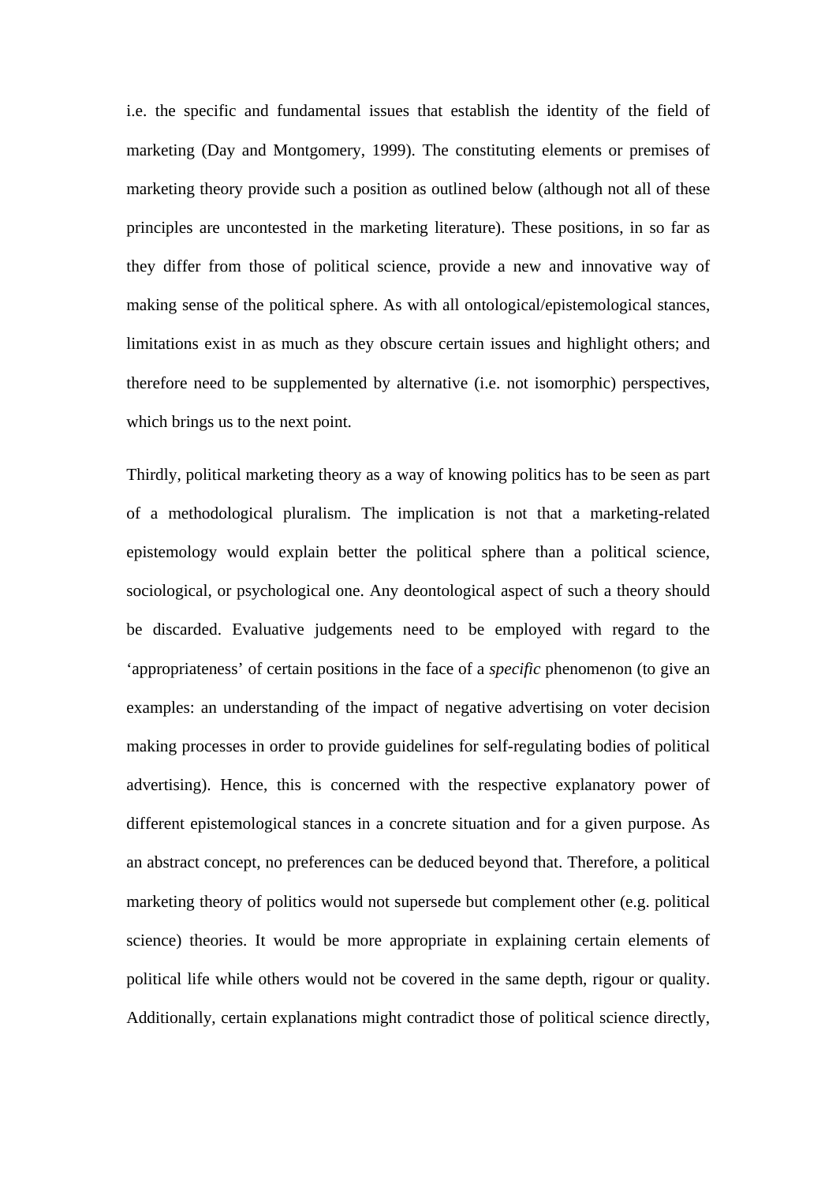i.e. the specific and fundamental issues that establish the identity of the field of marketing (Day and Montgomery, 1999). The constituting elements or premises of marketing theory provide such a position as outlined below (although not all of these principles are uncontested in the marketing literature). These positions, in so far as they differ from those of political science, provide a new and innovative way of making sense of the political sphere. As with all ontological/epistemological stances, limitations exist in as much as they obscure certain issues and highlight others; and therefore need to be supplemented by alternative (i.e. not isomorphic) perspectives, which brings us to the next point.

Thirdly, political marketing theory as a way of knowing politics has to be seen as part of a methodological pluralism. The implication is not that a marketing-related epistemology would explain better the political sphere than a political science, sociological, or psychological one. Any deontological aspect of such a theory should be discarded. Evaluative judgements need to be employed with regard to the 'appropriateness' of certain positions in the face of a *specific* phenomenon (to give an examples: an understanding of the impact of negative advertising on voter decision making processes in order to provide guidelines for self-regulating bodies of political advertising). Hence, this is concerned with the respective explanatory power of different epistemological stances in a concrete situation and for a given purpose. As an abstract concept, no preferences can be deduced beyond that. Therefore, a political marketing theory of politics would not supersede but complement other (e.g. political science) theories. It would be more appropriate in explaining certain elements of political life while others would not be covered in the same depth, rigour or quality. Additionally, certain explanations might contradict those of political science directly,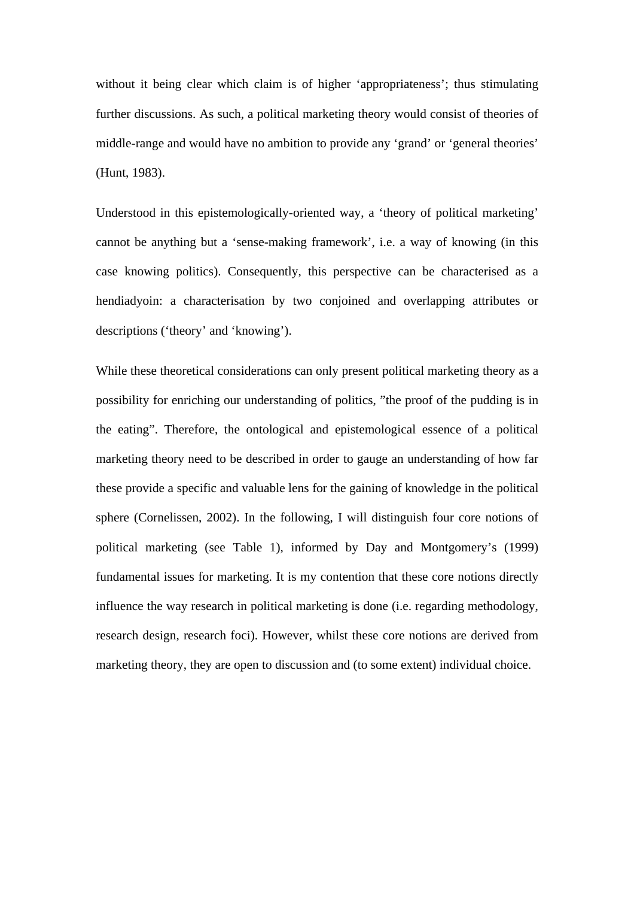without it being clear which claim is of higher ‘appropriateness’; thus stimulating further discussions. As such, a political marketing theory would consist of theories of middle-range and would have no ambition to provide any ‘grand’ or ‘general theories’ (Hunt, 1983).

Understood in this epistemologically-oriented way, a ‘theory of political marketing’ cannot be anything but a ‘sense-making framework’, i.e. a way of knowing (in this case knowing politics). Consequently, this perspective can be characterised as a hendiadyoin: a characterisation by two conjoined and overlapping attributes or descriptions (‘theory’ and ‘knowing’).

While these theoretical considerations can only present political marketing theory as a possibility for enriching our understanding of politics, ”the proof of the pudding is in the eating”. Therefore, the ontological and epistemological essence of a political marketing theory need to be described in order to gauge an understanding of how far these provide a specific and valuable lens for the gaining of knowledge in the political sphere (Cornelissen, 2002). In the following, I will distinguish four core notions of political marketing (see Table 1), informed by Day and Montgomery’s (1999) fundamental issues for marketing. It is my contention that these core notions directly influence the way research in political marketing is done (i.e. regarding methodology, research design, research foci). However, whilst these core notions are derived from marketing theory, they are open to discussion and (to some extent) individual choice.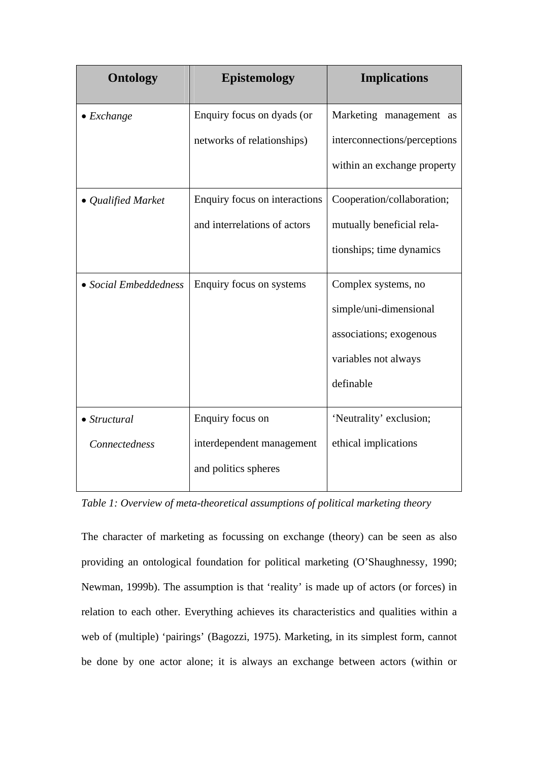| Ontology | Epistemology | Implications |
|---|---|---|
| • *Exchange* | Enquiry focus on dyads (or networks of relationships) | Marketing management as interconnections/perceptions within an exchange property |
| • *Qualified Market* | Enquiry focus on interactions and interrelations of actors | Cooperation/collaboration; mutually beneficial relationships; time dynamics |
| • *Social Embeddedness* | Enquiry focus on systems | Complex systems, no simple/uni-dimensional associations; exogenous variables not always definable |
| • *Structural Connectedness* | Enquiry focus on interdependent management and politics spheres | 'Neutrality' exclusion; ethical implications |

*Table 1: Overview of meta-theoretical assumptions of political marketing theory*

The character of marketing as focussing on exchange (theory) can be seen as also providing an ontological foundation for political marketing (O'Shaughnessy, 1990; Newman, 1999b). The assumption is that 'reality' is made up of actors (or forces) in relation to each other. Everything achieves its characteristics and qualities within a web of (multiple) 'pairings' (Bagozzi, 1975). Marketing, in its simplest form, cannot be done by one actor alone; it is always an exchange between actors (within or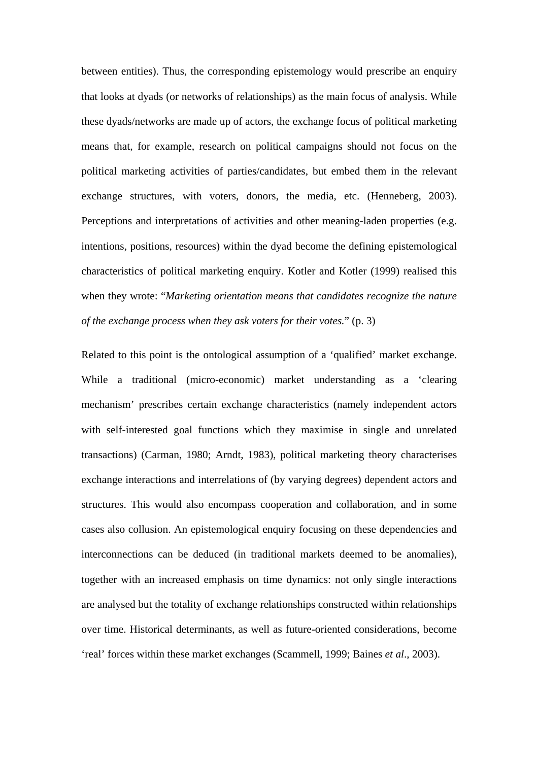between entities). Thus, the corresponding epistemology would prescribe an enquiry that looks at dyads (or networks of relationships) as the main focus of analysis. While these dyads/networks are made up of actors, the exchange focus of political marketing means that, for example, research on political campaigns should not focus on the political marketing activities of parties/candidates, but embed them in the relevant exchange structures, with voters, donors, the media, etc. (Henneberg, 2003). Perceptions and interpretations of activities and other meaning-laden properties (e.g. intentions, positions, resources) within the dyad become the defining epistemological characteristics of political marketing enquiry. Kotler and Kotler (1999) realised this when they wrote: "*Marketing orientation means that candidates recognize the nature of the exchange process when they ask voters for their votes.*" (p. 3)

Related to this point is the ontological assumption of a 'qualified' market exchange. While a traditional (micro-economic) market understanding as a 'clearing mechanism' prescribes certain exchange characteristics (namely independent actors with self-interested goal functions which they maximise in single and unrelated transactions) (Carman, 1980; Arndt, 1983), political marketing theory characterises exchange interactions and interrelations of (by varying degrees) dependent actors and structures. This would also encompass cooperation and collaboration, and in some cases also collusion. An epistemological enquiry focusing on these dependencies and interconnections can be deduced (in traditional markets deemed to be anomalies), together with an increased emphasis on time dynamics: not only single interactions are analysed but the totality of exchange relationships constructed within relationships over time. Historical determinants, as well as future-oriented considerations, become 'real' forces within these market exchanges (Scammell, 1999; Baines *et al*., 2003).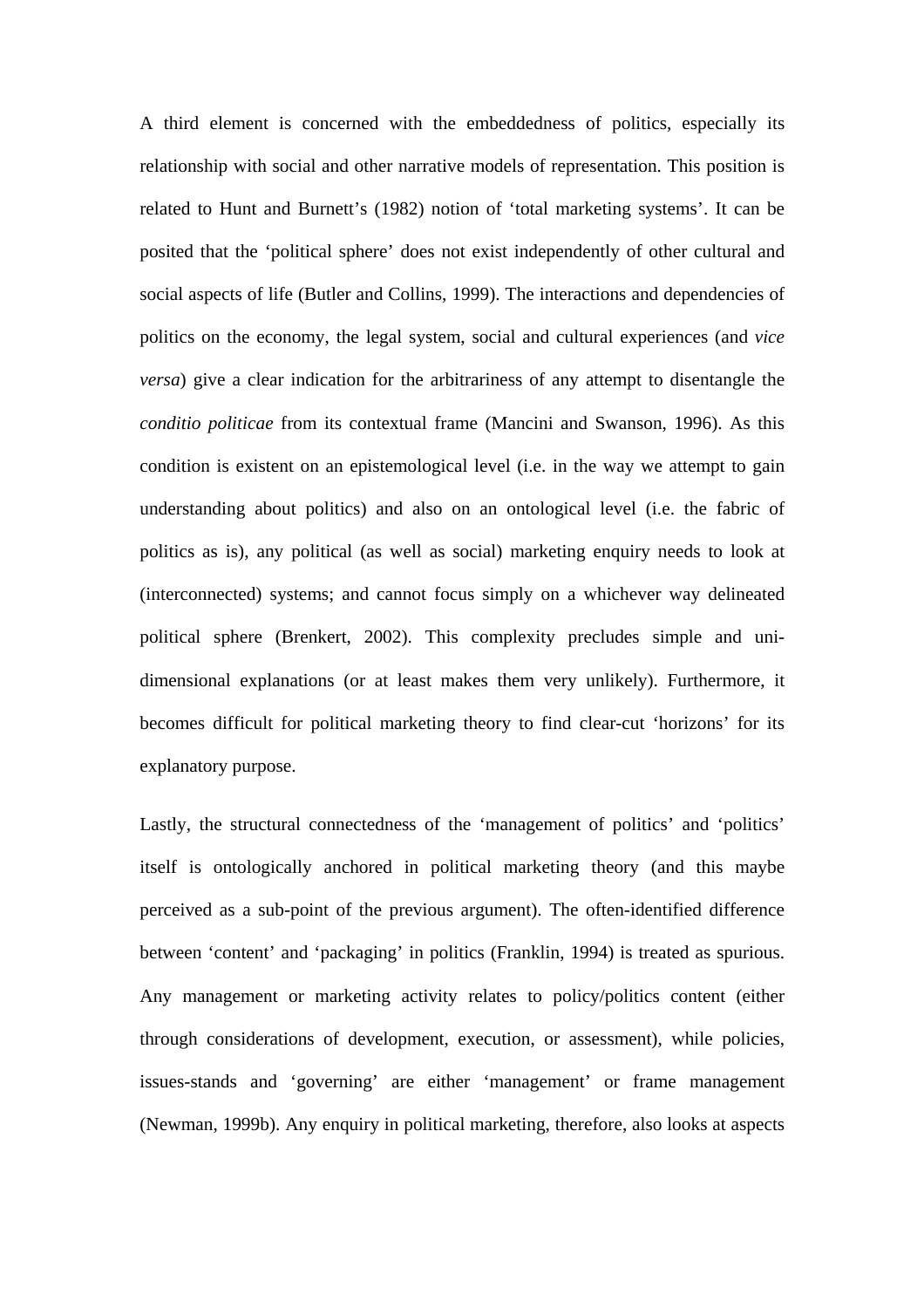A third element is concerned with the embeddedness of politics, especially its relationship with social and other narrative models of representation. This position is related to Hunt and Burnett's (1982) notion of 'total marketing systems'. It can be posited that the 'political sphere' does not exist independently of other cultural and social aspects of life (Butler and Collins, 1999). The interactions and dependencies of politics on the economy, the legal system, social and cultural experiences (and *vice versa*) give a clear indication for the arbitrariness of any attempt to disentangle the *conditio politicae* from its contextual frame (Mancini and Swanson, 1996). As this condition is existent on an epistemological level (i.e. in the way we attempt to gain understanding about politics) and also on an ontological level (i.e. the fabric of politics as is), any political (as well as social) marketing enquiry needs to look at (interconnected) systems; and cannot focus simply on a whichever way delineated political sphere (Brenkert, 2002). This complexity precludes simple and uni-dimensional explanations (or at least makes them very unlikely). Furthermore, it becomes difficult for political marketing theory to find clear-cut 'horizons' for its explanatory purpose.

Lastly, the structural connectedness of the 'management of politics' and 'politics' itself is ontologically anchored in political marketing theory (and this maybe perceived as a sub-point of the previous argument). The often-identified difference between 'content' and 'packaging' in politics (Franklin, 1994) is treated as spurious. Any management or marketing activity relates to policy/politics content (either through considerations of development, execution, or assessment), while policies, issues-stands and 'governing' are either 'management' or frame management (Newman, 1999b). Any enquiry in political marketing, therefore, also looks at aspects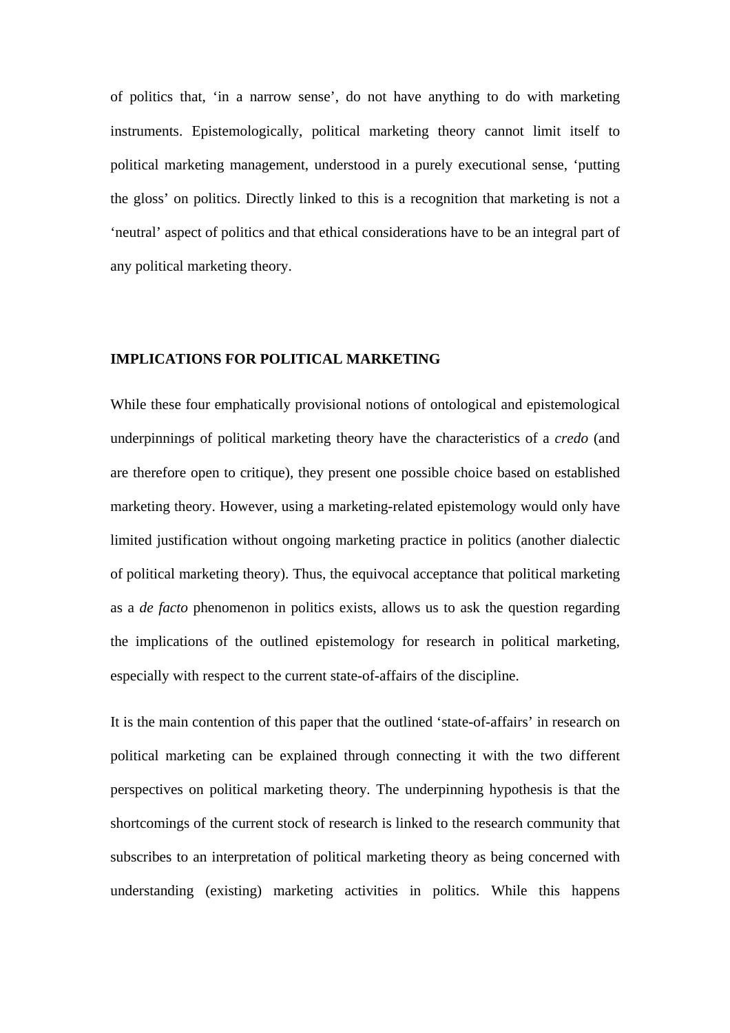of politics that, 'in a narrow sense', do not have anything to do with marketing instruments. Epistemologically, political marketing theory cannot limit itself to political marketing management, understood in a purely executional sense, 'putting the gloss' on politics. Directly linked to this is a recognition that marketing is not a 'neutral' aspect of politics and that ethical considerations have to be an integral part of any political marketing theory.

## IMPLICATIONS FOR POLITICAL MARKETING

While these four emphatically provisional notions of ontological and epistemological underpinnings of political marketing theory have the characteristics of a *credo* (and are therefore open to critique), they present one possible choice based on established marketing theory. However, using a marketing-related epistemology would only have limited justification without ongoing marketing practice in politics (another dialectic of political marketing theory). Thus, the equivocal acceptance that political marketing as a *de facto* phenomenon in politics exists, allows us to ask the question regarding the implications of the outlined epistemology for research in political marketing, especially with respect to the current state-of-affairs of the discipline.

It is the main contention of this paper that the outlined 'state-of-affairs' in research on political marketing can be explained through connecting it with the two different perspectives on political marketing theory. The underpinning hypothesis is that the shortcomings of the current stock of research is linked to the research community that subscribes to an interpretation of political marketing theory as being concerned with understanding (existing) marketing activities in politics. While this happens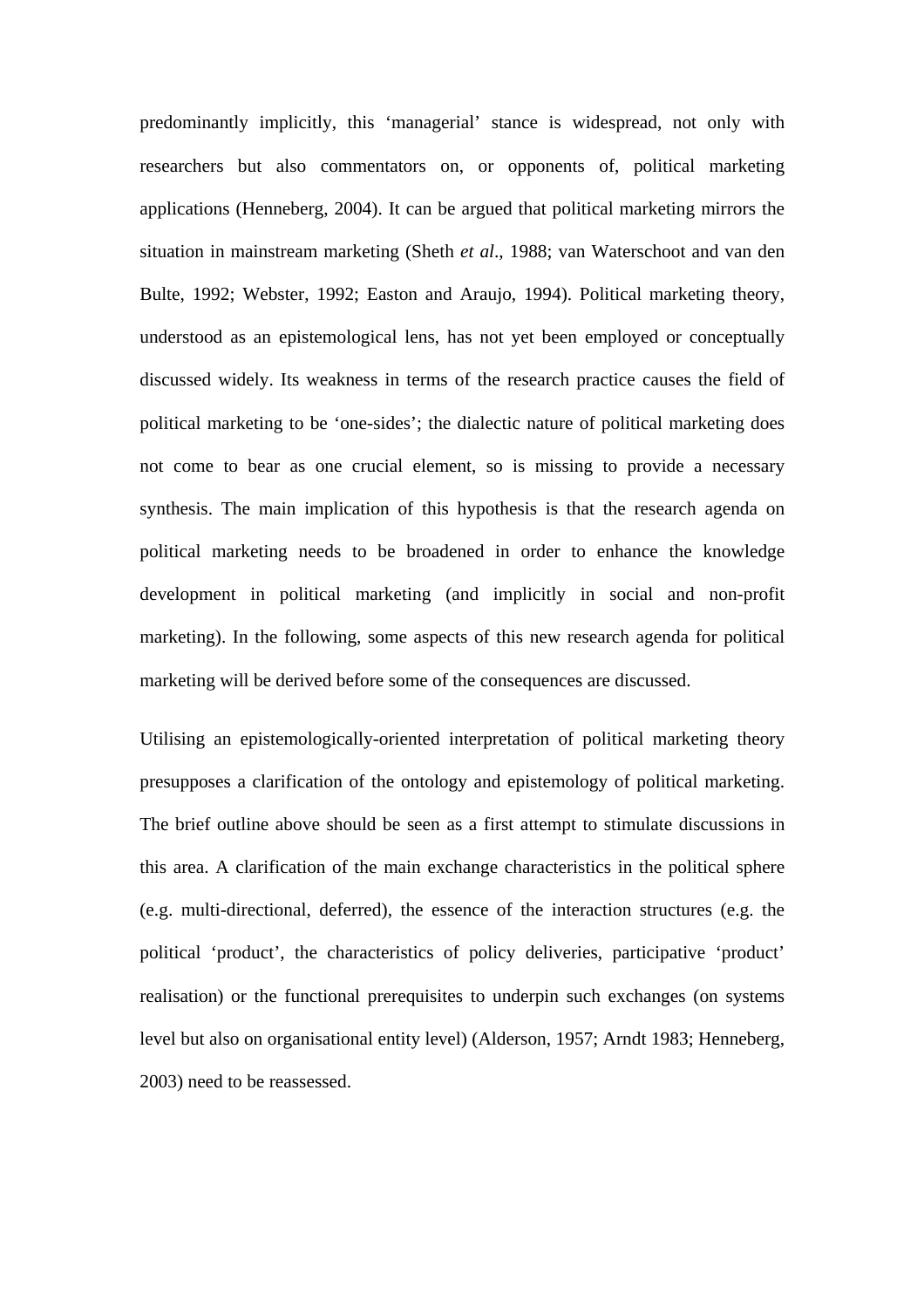predominantly implicitly, this 'managerial' stance is widespread, not only with researchers but also commentators on, or opponents of, political marketing applications (Henneberg, 2004). It can be argued that political marketing mirrors the situation in mainstream marketing (Sheth *et al*., 1988; van Waterschoot and van den Bulte, 1992; Webster, 1992; Easton and Araujo, 1994). Political marketing theory, understood as an epistemological lens, has not yet been employed or conceptually discussed widely. Its weakness in terms of the research practice causes the field of political marketing to be 'one-sides'; the dialectic nature of political marketing does not come to bear as one crucial element, so is missing to provide a necessary synthesis. The main implication of this hypothesis is that the research agenda on political marketing needs to be broadened in order to enhance the knowledge development in political marketing (and implicitly in social and non-profit marketing). In the following, some aspects of this new research agenda for political marketing will be derived before some of the consequences are discussed.

Utilising an epistemologically-oriented interpretation of political marketing theory presupposes a clarification of the ontology and epistemology of political marketing. The brief outline above should be seen as a first attempt to stimulate discussions in this area. A clarification of the main exchange characteristics in the political sphere (e.g. multi-directional, deferred), the essence of the interaction structures (e.g. the political 'product', the characteristics of policy deliveries, participative 'product' realisation) or the functional prerequisites to underpin such exchanges (on systems level but also on organisational entity level) (Alderson, 1957; Arndt 1983; Henneberg, 2003) need to be reassessed.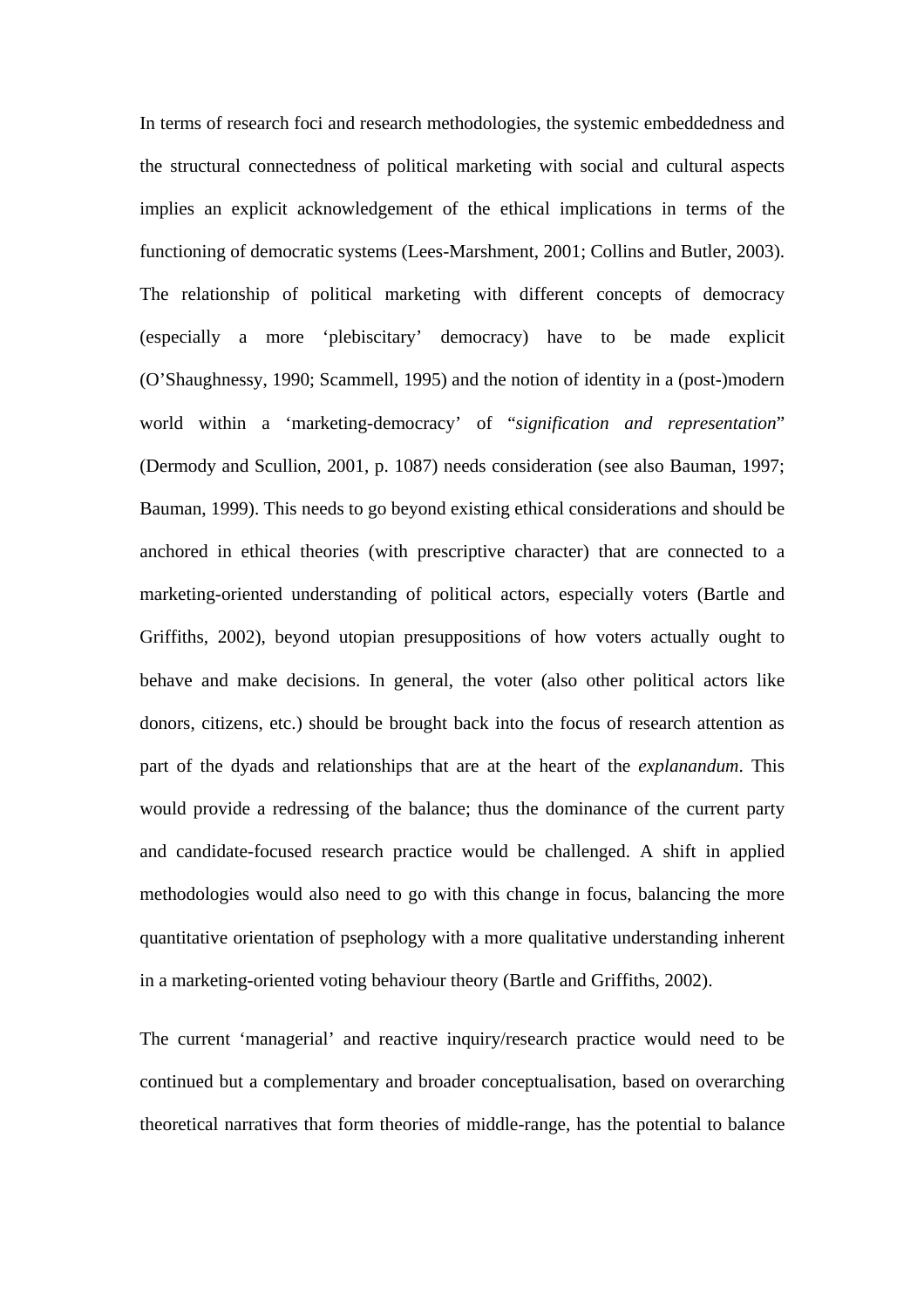In terms of research foci and research methodologies, the systemic embeddedness and the structural connectedness of political marketing with social and cultural aspects implies an explicit acknowledgement of the ethical implications in terms of the functioning of democratic systems (Lees-Marshment, 2001; Collins and Butler, 2003). The relationship of political marketing with different concepts of democracy (especially a more 'plebiscitary' democracy) have to be made explicit (O'Shaughnessy, 1990; Scammell, 1995) and the notion of identity in a (post-)modern world within a 'marketing-democracy' of "*signification and representation*" (Dermody and Scullion, 2001, p. 1087) needs consideration (see also Bauman, 1997; Bauman, 1999). This needs to go beyond existing ethical considerations and should be anchored in ethical theories (with prescriptive character) that are connected to a marketing-oriented understanding of political actors, especially voters (Bartle and Griffiths, 2002), beyond utopian presuppositions of how voters actually ought to behave and make decisions. In general, the voter (also other political actors like donors, citizens, etc.) should be brought back into the focus of research attention as part of the dyads and relationships that are at the heart of the *explanandum*. This would provide a redressing of the balance; thus the dominance of the current party and candidate-focused research practice would be challenged. A shift in applied methodologies would also need to go with this change in focus, balancing the more quantitative orientation of psephology with a more qualitative understanding inherent in a marketing-oriented voting behaviour theory (Bartle and Griffiths, 2002).

The current 'managerial' and reactive inquiry/research practice would need to be continued but a complementary and broader conceptualisation, based on overarching theoretical narratives that form theories of middle-range, has the potential to balance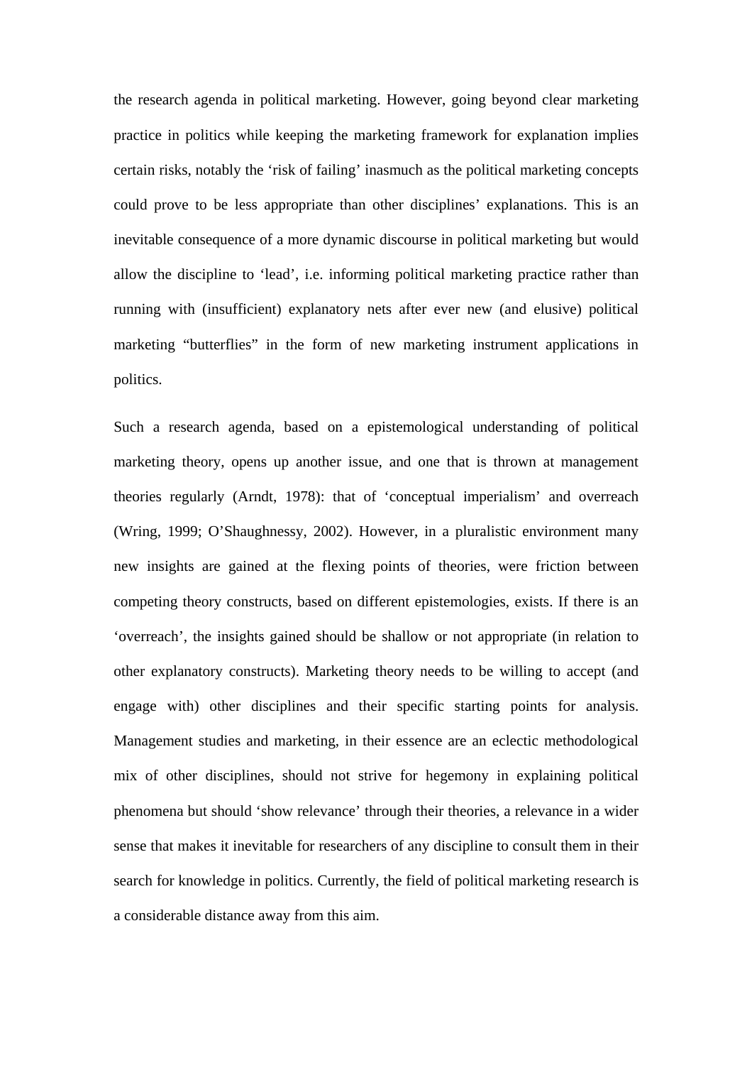the research agenda in political marketing. However, going beyond clear marketing practice in politics while keeping the marketing framework for explanation implies certain risks, notably the 'risk of failing' inasmuch as the political marketing concepts could prove to be less appropriate than other disciplines' explanations. This is an inevitable consequence of a more dynamic discourse in political marketing but would allow the discipline to 'lead', i.e. informing political marketing practice rather than running with (insufficient) explanatory nets after ever new (and elusive) political marketing "butterflies" in the form of new marketing instrument applications in politics.

Such a research agenda, based on a epistemological understanding of political marketing theory, opens up another issue, and one that is thrown at management theories regularly (Arndt, 1978): that of 'conceptual imperialism' and overreach (Wring, 1999; O'Shaughnessy, 2002). However, in a pluralistic environment many new insights are gained at the flexing points of theories, were friction between competing theory constructs, based on different epistemologies, exists. If there is an 'overreach', the insights gained should be shallow or not appropriate (in relation to other explanatory constructs). Marketing theory needs to be willing to accept (and engage with) other disciplines and their specific starting points for analysis. Management studies and marketing, in their essence are an eclectic methodological mix of other disciplines, should not strive for hegemony in explaining political phenomena but should 'show relevance' through their theories, a relevance in a wider sense that makes it inevitable for researchers of any discipline to consult them in their search for knowledge in politics. Currently, the field of political marketing research is a considerable distance away from this aim.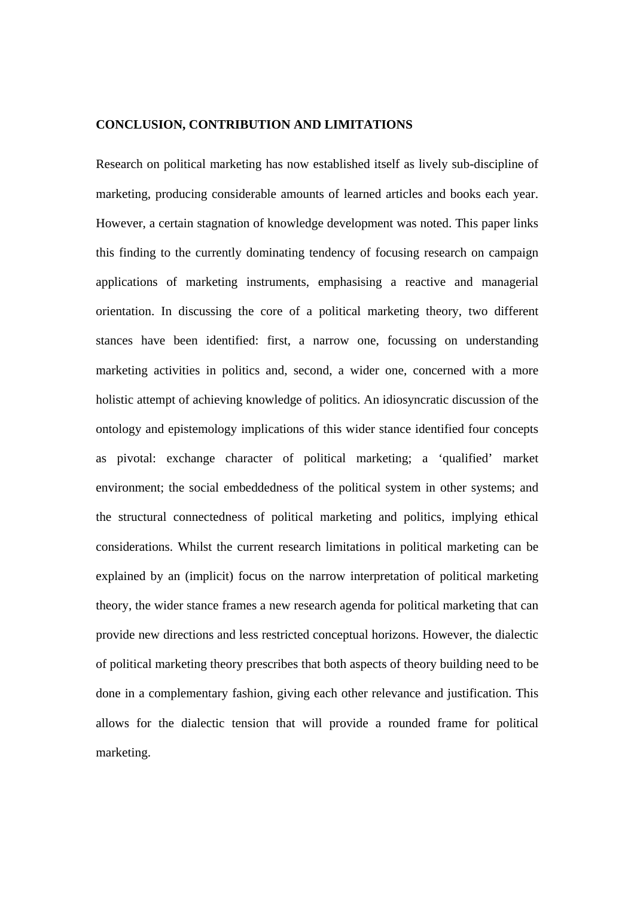## CONCLUSION, CONTRIBUTION AND LIMITATIONS

Research on political marketing has now established itself as lively sub-discipline of marketing, producing considerable amounts of learned articles and books each year. However, a certain stagnation of knowledge development was noted. This paper links this finding to the currently dominating tendency of focusing research on campaign applications of marketing instruments, emphasising a reactive and managerial orientation. In discussing the core of a political marketing theory, two different stances have been identified: first, a narrow one, focussing on understanding marketing activities in politics and, second, a wider one, concerned with a more holistic attempt of achieving knowledge of politics. An idiosyncratic discussion of the ontology and epistemology implications of this wider stance identified four concepts as pivotal: exchange character of political marketing; a 'qualified' market environment; the social embeddedness of the political system in other systems; and the structural connectedness of political marketing and politics, implying ethical considerations. Whilst the current research limitations in political marketing can be explained by an (implicit) focus on the narrow interpretation of political marketing theory, the wider stance frames a new research agenda for political marketing that can provide new directions and less restricted conceptual horizons. However, the dialectic of political marketing theory prescribes that both aspects of theory building need to be done in a complementary fashion, giving each other relevance and justification. This allows for the dialectic tension that will provide a rounded frame for political marketing.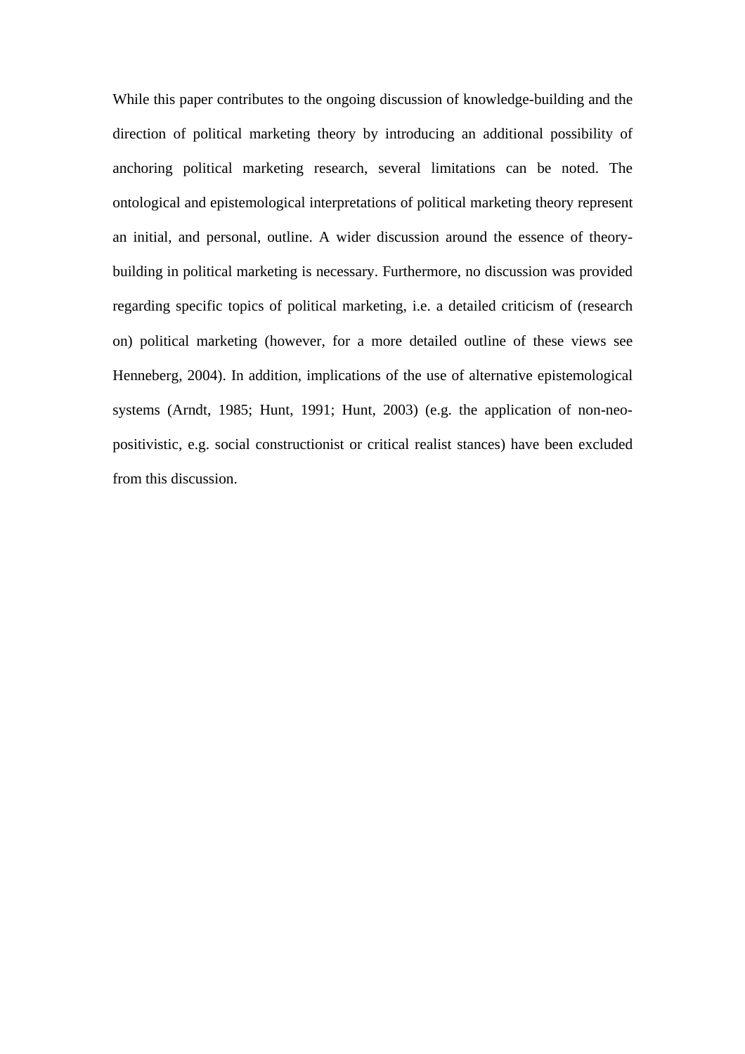While this paper contributes to the ongoing discussion of knowledge-building and the direction of political marketing theory by introducing an additional possibility of anchoring political marketing research, several limitations can be noted. The ontological and epistemological interpretations of political marketing theory represent an initial, and personal, outline. A wider discussion around the essence of theory-building in political marketing is necessary. Furthermore, no discussion was provided regarding specific topics of political marketing, i.e. a detailed criticism of (research on) political marketing (however, for a more detailed outline of these views see Henneberg, 2004). In addition, implications of the use of alternative epistemological systems (Arndt, 1985; Hunt, 1991; Hunt, 2003) (e.g. the application of non-neo-positivistic, e.g. social constructionist or critical realist stances) have been excluded from this discussion.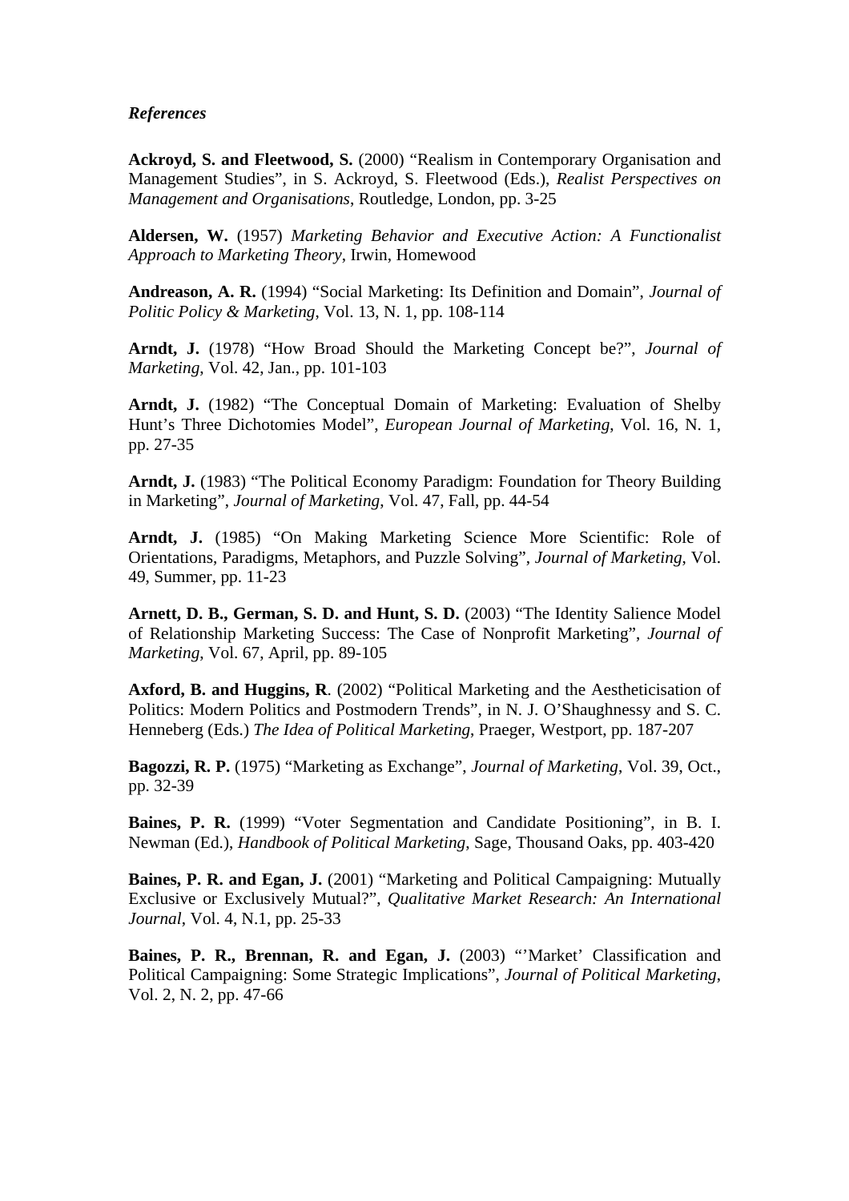*References*

**Ackroyd, S. and Fleetwood, S.** (2000) "Realism in Contemporary Organisation and Management Studies", in S. Ackroyd, S. Fleetwood (Eds.), *Realist Perspectives on Management and Organisations*, Routledge, London, pp. 3-25

**Aldersen, W.** (1957) *Marketing Behavior and Executive Action: A Functionalist Approach to Marketing Theory*, Irwin, Homewood

**Andreason, A. R.** (1994) "Social Marketing: Its Definition and Domain", *Journal of Politic Policy & Marketing*, Vol. 13, N. 1, pp. 108-114

**Arndt, J.** (1978) "How Broad Should the Marketing Concept be?", *Journal of Marketing*, Vol. 42, Jan., pp. 101-103

**Arndt, J.** (1982) "The Conceptual Domain of Marketing: Evaluation of Shelby Hunt's Three Dichotomies Model", *European Journal of Marketing*, Vol. 16, N. 1, pp. 27-35

**Arndt, J.** (1983) "The Political Economy Paradigm: Foundation for Theory Building in Marketing", *Journal of Marketing*, Vol. 47, Fall, pp. 44-54

**Arndt, J.** (1985) "On Making Marketing Science More Scientific: Role of Orientations, Paradigms, Metaphors, and Puzzle Solving", *Journal of Marketing*, Vol. 49, Summer, pp. 11-23

**Arnett, D. B., German, S. D. and Hunt, S. D.** (2003) "The Identity Salience Model of Relationship Marketing Success: The Case of Nonprofit Marketing", *Journal of Marketing*, Vol. 67, April, pp. 89-105

**Axford, B. and Huggins, R**. (2002) "Political Marketing and the Aestheticisation of Politics: Modern Politics and Postmodern Trends", in N. J. O'Shaughnessy and S. C. Henneberg (Eds.) *The Idea of Political Marketing*, Praeger, Westport, pp. 187-207

**Bagozzi, R. P.** (1975) "Marketing as Exchange", *Journal of Marketing*, Vol. 39, Oct., pp. 32-39

**Baines, P. R.** (1999) "Voter Segmentation and Candidate Positioning", in B. I. Newman (Ed.), *Handbook of Political Marketing*, Sage, Thousand Oaks, pp. 403-420

**Baines, P. R. and Egan, J.** (2001) "Marketing and Political Campaigning: Mutually Exclusive or Exclusively Mutual?", *Qualitative Market Research: An International Journal*, Vol. 4, N.1, pp. 25-33

**Baines, P. R., Brennan, R. and Egan, J.** (2003) "'Market' Classification and Political Campaigning: Some Strategic Implications", *Journal of Political Marketing*, Vol. 2, N. 2, pp. 47-66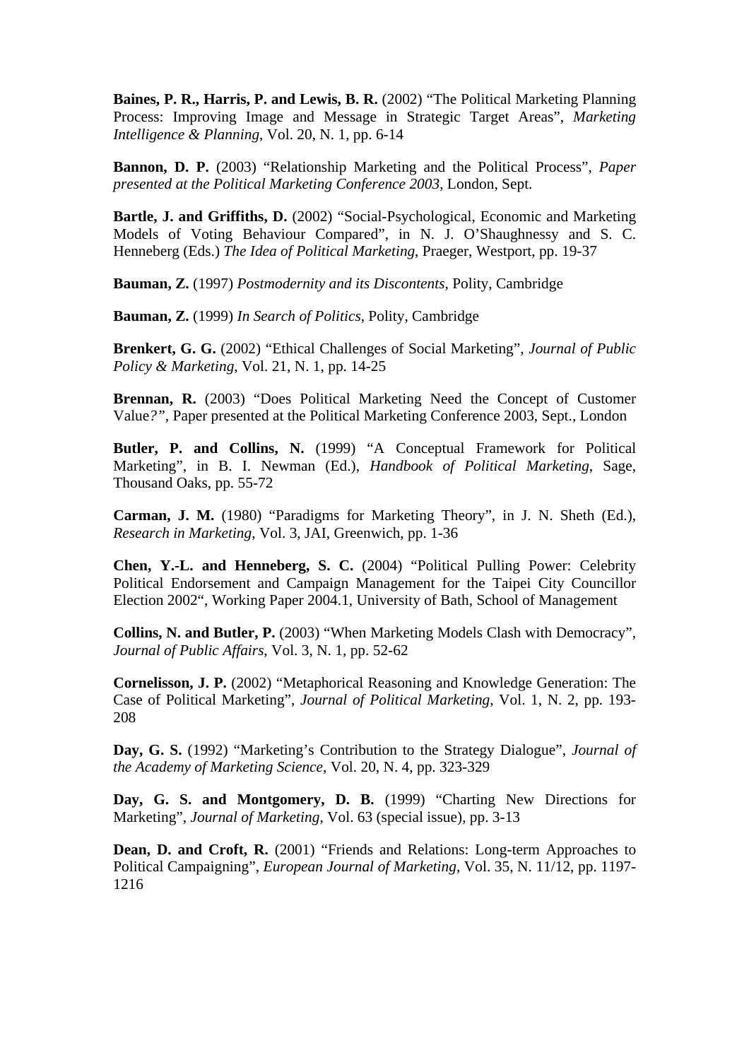**Baines, P. R., Harris, P. and Lewis, B. R.** (2002) “The Political Marketing Planning Process: Improving Image and Message in Strategic Target Areas”, *Marketing Intelligence & Planning*, Vol. 20, N. 1, pp. 6-14

**Bannon, D. P.** (2003) “Relationship Marketing and the Political Process”, *Paper presented at the Political Marketing Conference 2003*, London, Sept.

**Bartle, J. and Griffiths, D.** (2002) “Social-Psychological, Economic and Marketing Models of Voting Behaviour Compared”, in N. J. O’Shaughnessy and S. C. Henneberg (Eds.) *The Idea of Political Marketing*, Praeger, Westport, pp. 19-37

**Bauman, Z.** (1997) *Postmodernity and its Discontents*, Polity, Cambridge

**Bauman, Z.** (1999) *In Search of Politics*, Polity, Cambridge

**Brenkert, G. G.** (2002) “Ethical Challenges of Social Marketing”, *Journal of Public Policy & Marketing*, Vol. 21, N. 1, pp. 14-25

**Brennan, R.** (2003) “Does Political Marketing Need the Concept of Customer Value?”, Paper presented at the Political Marketing Conference 2003, Sept., London

**Butler, P. and Collins, N.** (1999) “A Conceptual Framework for Political Marketing”, in B. I. Newman (Ed.), *Handbook of Political Marketing*, Sage, Thousand Oaks, pp. 55-72

**Carman, J. M.** (1980) “Paradigms for Marketing Theory”, in J. N. Sheth (Ed.), *Research in Marketing*, Vol. 3, JAI, Greenwich, pp. 1-36

**Chen, Y.-L. and Henneberg, S. C.** (2004) “Political Pulling Power: Celebrity Political Endorsement and Campaign Management for the Taipei City Councillor Election 2002“, Working Paper 2004.1, University of Bath, School of Management

**Collins, N. and Butler, P.** (2003) “When Marketing Models Clash with Democracy”, *Journal of Public Affairs*, Vol. 3, N. 1, pp. 52-62

**Cornelisson, J. P.** (2002) “Metaphorical Reasoning and Knowledge Generation: The Case of Political Marketing”, *Journal of Political Marketing*, Vol. 1, N. 2, pp. 193-208

**Day, G. S.** (1992) “Marketing’s Contribution to the Strategy Dialogue”, *Journal of the Academy of Marketing Science*, Vol. 20, N. 4, pp. 323-329

**Day, G. S. and Montgomery, D. B.** (1999) “Charting New Directions for Marketing”, *Journal of Marketing*, Vol. 63 (special issue), pp. 3-13

**Dean, D. and Croft, R.** (2001) “Friends and Relations: Long-term Approaches to Political Campaigning”, *European Journal of Marketing*, Vol. 35, N. 11/12, pp. 1197-1216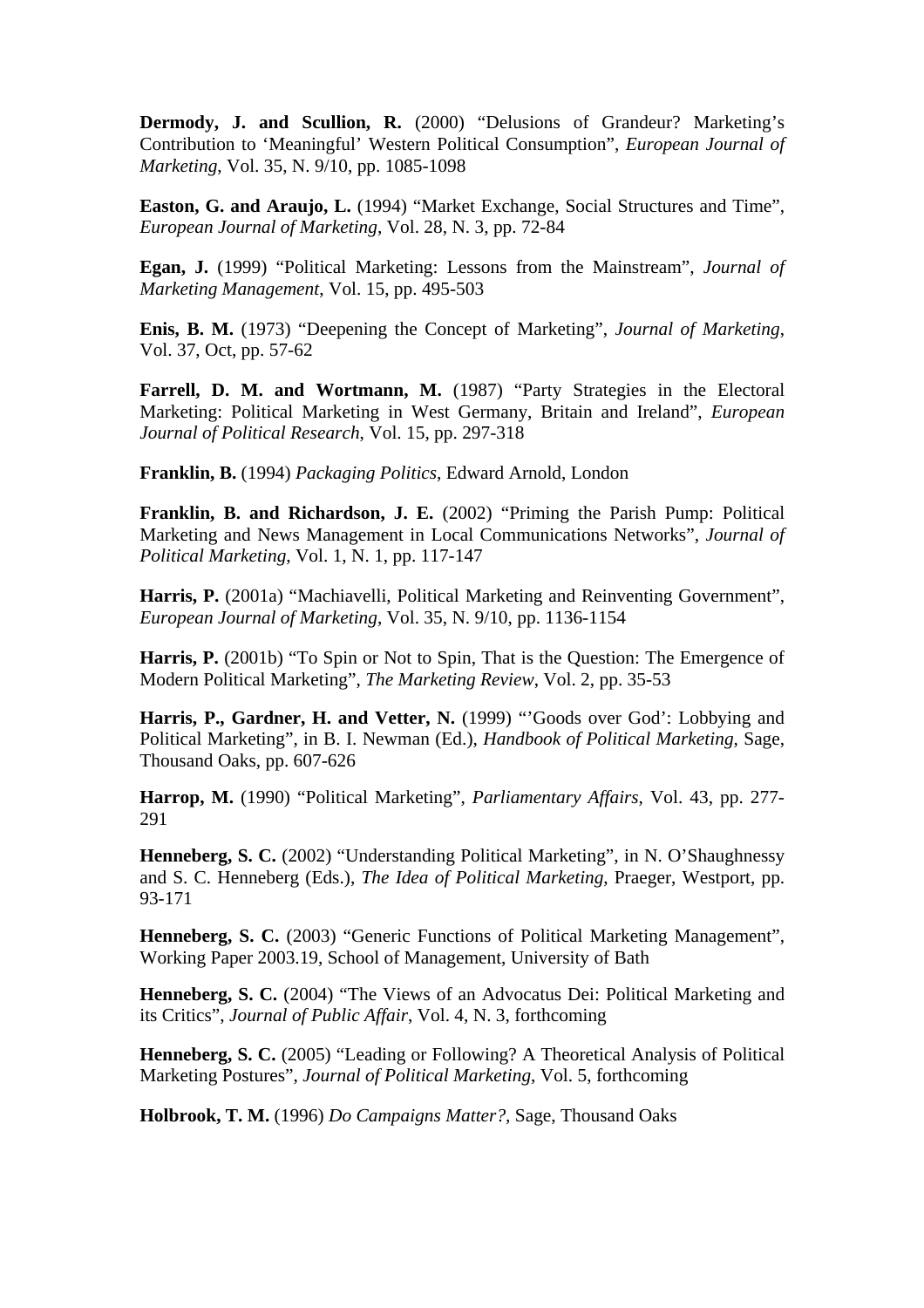**Dermody, J. and Scullion, R.** (2000) “Delusions of Grandeur? Marketing’s Contribution to ‘Meaningful’ Western Political Consumption”, *European Journal of Marketing*, Vol. 35, N. 9/10, pp. 1085-1098

**Easton, G. and Araujo, L.** (1994) “Market Exchange, Social Structures and Time”, *European Journal of Marketing*, Vol. 28, N. 3, pp. 72-84

**Egan, J.** (1999) “Political Marketing: Lessons from the Mainstream”, *Journal of Marketing Management*, Vol. 15, pp. 495-503

**Enis, B. M.** (1973) “Deepening the Concept of Marketing”, *Journal of Marketing*, Vol. 37, Oct, pp. 57-62

**Farrell, D. M. and Wortmann, M.** (1987) “Party Strategies in the Electoral Marketing: Political Marketing in West Germany, Britain and Ireland”, *European Journal of Political Research*, Vol. 15, pp. 297-318

**Franklin, B.** (1994) *Packaging Politics*, Edward Arnold, London

**Franklin, B. and Richardson, J. E.** (2002) “Priming the Parish Pump: Political Marketing and News Management in Local Communications Networks”, *Journal of Political Marketing*, Vol. 1, N. 1, pp. 117-147

**Harris, P.** (2001a) “Machiavelli, Political Marketing and Reinventing Government”, *European Journal of Marketing*, Vol. 35, N. 9/10, pp. 1136-1154

**Harris, P.** (2001b) “To Spin or Not to Spin, That is the Question: The Emergence of Modern Political Marketing”, *The Marketing Review*, Vol. 2, pp. 35-53

**Harris, P., Gardner, H. and Vetter, N.** (1999) “’Goods over God’: Lobbying and Political Marketing”, in B. I. Newman (Ed.), *Handbook of Political Marketing*, Sage, Thousand Oaks, pp. 607-626

**Harrop, M.** (1990) “Political Marketing”, *Parliamentary Affairs*, Vol. 43, pp. 277-291

**Henneberg, S. C.** (2002) “Understanding Political Marketing”, in N. O’Shaughnessy and S. C. Henneberg (Eds.), *The Idea of Political Marketing*, Praeger, Westport, pp. 93-171

**Henneberg, S. C.** (2003) “Generic Functions of Political Marketing Management”, Working Paper 2003.19, School of Management, University of Bath

**Henneberg, S. C.** (2004) “The Views of an Advocatus Dei: Political Marketing and its Critics”, *Journal of Public Affair*, Vol. 4, N. 3, forthcoming

**Henneberg, S. C.** (2005) “Leading or Following? A Theoretical Analysis of Political Marketing Postures”, *Journal of Political Marketing*, Vol. 5, forthcoming

**Holbrook, T. M.** (1996) *Do Campaigns Matter?*, Sage, Thousand Oaks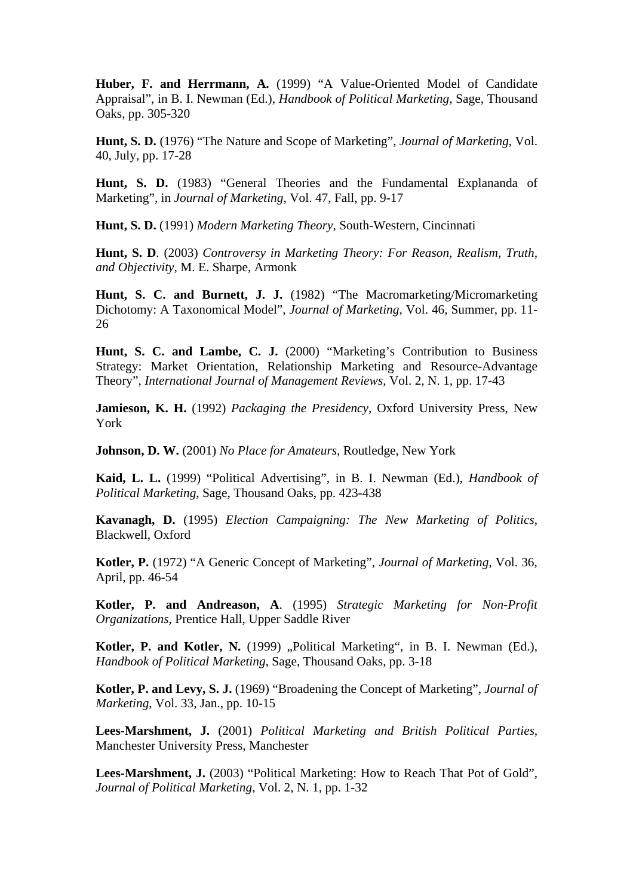**Huber, F. and Herrmann, A.** (1999) "A Value-Oriented Model of Candidate Appraisal", in B. I. Newman (Ed.), *Handbook of Political Marketing*, Sage, Thousand Oaks, pp. 305-320

**Hunt, S. D.** (1976) "The Nature and Scope of Marketing", *Journal of Marketing*, Vol. 40, July, pp. 17-28

**Hunt, S. D.** (1983) "General Theories and the Fundamental Explananda of Marketing", in *Journal of Marketing*, Vol. 47, Fall, pp. 9-17

**Hunt, S. D.** (1991) *Modern Marketing Theory*, South-Western, Cincinnati

**Hunt, S. D**. (2003) *Controversy in Marketing Theory: For Reason, Realism, Truth, and Objectivity*, M. E. Sharpe, Armonk

**Hunt, S. C. and Burnett, J. J.** (1982) "The Macromarketing/Micromarketing Dichotomy: A Taxonomical Model", *Journal of Marketing*, Vol. 46, Summer, pp. 11-26

**Hunt, S. C. and Lambe, C. J.** (2000) "Marketing's Contribution to Business Strategy: Market Orientation, Relationship Marketing and Resource-Advantage Theory", *International Journal of Management Reviews*, Vol. 2, N. 1, pp. 17-43

**Jamieson, K. H.** (1992) *Packaging the Presidency*, Oxford University Press, New York

**Johnson, D. W.** (2001) *No Place for Amateurs*, Routledge, New York

**Kaid, L. L.** (1999) "Political Advertising", in B. I. Newman (Ed.), *Handbook of Political Marketing*, Sage, Thousand Oaks, pp. 423-438

**Kavanagh, D.** (1995) *Election Campaigning: The New Marketing of Politics*, Blackwell, Oxford

**Kotler, P.** (1972) "A Generic Concept of Marketing", *Journal of Marketing*, Vol. 36, April, pp. 46-54

**Kotler, P. and Andreason, A**. (1995) *Strategic Marketing for Non-Profit Organizations*, Prentice Hall, Upper Saddle River

**Kotler, P. and Kotler, N.** (1999) „Political Marketing", in B. I. Newman (Ed.), *Handbook of Political Marketing*, Sage, Thousand Oaks, pp. 3-18

**Kotler, P. and Levy, S. J.** (1969) "Broadening the Concept of Marketing", *Journal of Marketing*, Vol. 33, Jan., pp. 10-15

**Lees-Marshment, J.** (2001) *Political Marketing and British Political Parties*, Manchester University Press, Manchester

**Lees-Marshment, J.** (2003) "Political Marketing: How to Reach That Pot of Gold", *Journal of Political Marketing*, Vol. 2, N. 1, pp. 1-32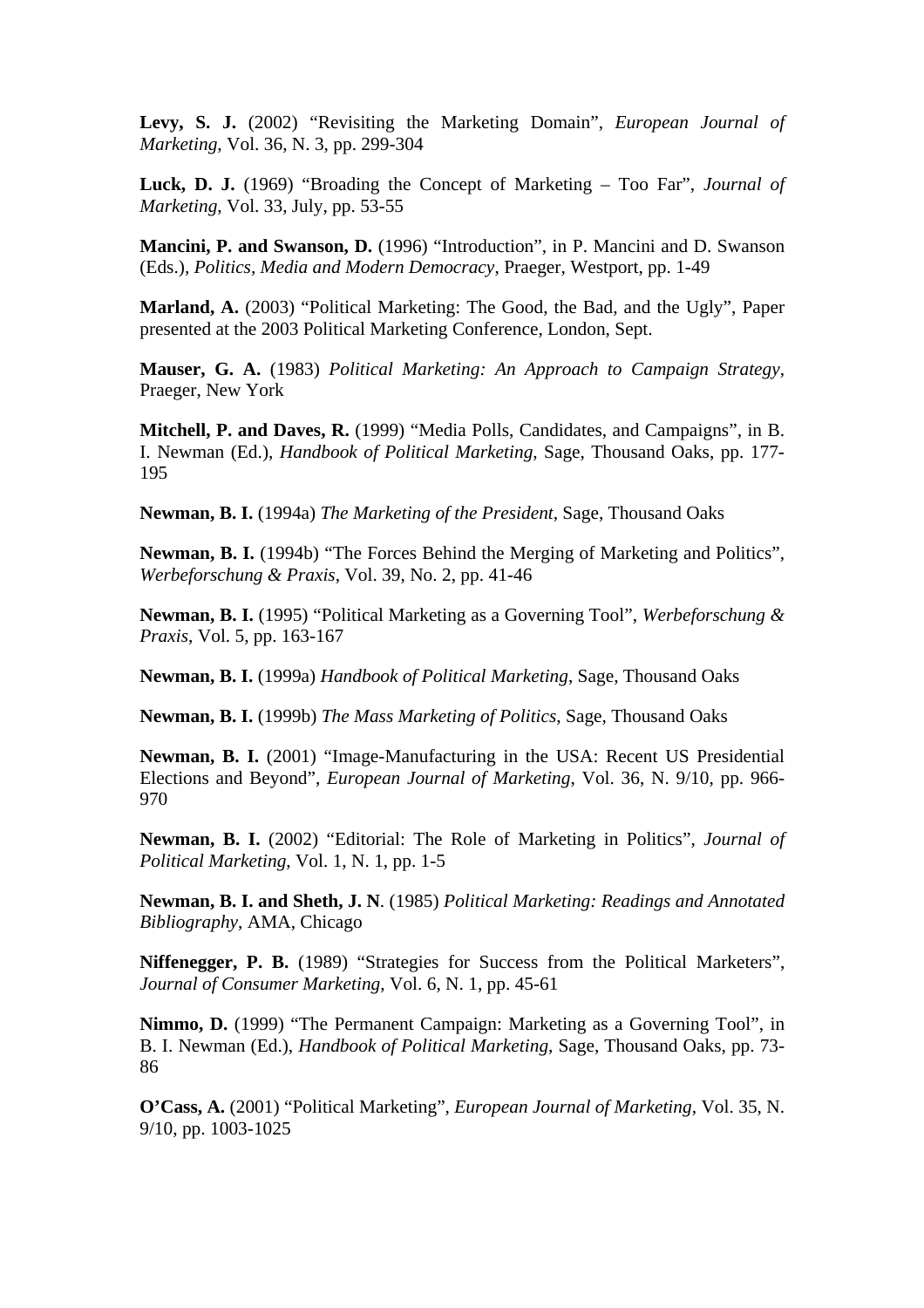**Levy, S. J.** (2002) “Revisiting the Marketing Domain”, *European Journal of Marketing*, Vol. 36, N. 3, pp. 299-304

**Luck, D. J.** (1969) “Broading the Concept of Marketing – Too Far”, *Journal of Marketing*, Vol. 33, July, pp. 53-55

**Mancini, P. and Swanson, D.** (1996) “Introduction”, in P. Mancini and D. Swanson (Eds.), *Politics, Media and Modern Democracy*, Praeger, Westport, pp. 1-49

**Marland, A.** (2003) “Political Marketing: The Good, the Bad, and the Ugly”, Paper presented at the 2003 Political Marketing Conference, London, Sept.

**Mauser, G. A.** (1983) *Political Marketing: An Approach to Campaign Strategy*, Praeger, New York

**Mitchell, P. and Daves, R.** (1999) “Media Polls, Candidates, and Campaigns”, in B. I. Newman (Ed.), *Handbook of Political Marketing*, Sage, Thousand Oaks, pp. 177-195

**Newman, B. I.** (1994a) *The Marketing of the President*, Sage, Thousand Oaks

**Newman, B. I.** (1994b) “The Forces Behind the Merging of Marketing and Politics”, *Werbeforschung & Praxis*, Vol. 39, No. 2, pp. 41-46

**Newman, B. I.** (1995) “Political Marketing as a Governing Tool”, *Werbeforschung & Praxis*, Vol. 5, pp. 163-167

**Newman, B. I.** (1999a) *Handbook of Political Marketing*, Sage, Thousand Oaks

**Newman, B. I.** (1999b) *The Mass Marketing of Politics*, Sage, Thousand Oaks

**Newman, B. I.** (2001) “Image-Manufacturing in the USA: Recent US Presidential Elections and Beyond”, *European Journal of Marketing*, Vol. 36, N. 9/10, pp. 966-970

**Newman, B. I.** (2002) “Editorial: The Role of Marketing in Politics”, *Journal of Political Marketing*, Vol. 1, N. 1, pp. 1-5

**Newman, B. I. and Sheth, J. N**. (1985) *Political Marketing: Readings and Annotated Bibliography*, AMA, Chicago

**Niffenegger, P. B.** (1989) “Strategies for Success from the Political Marketers”, *Journal of Consumer Marketing*, Vol. 6, N. 1, pp. 45-61

**Nimmo, D.** (1999) “The Permanent Campaign: Marketing as a Governing Tool”, in B. I. Newman (Ed.), *Handbook of Political Marketing*, Sage, Thousand Oaks, pp. 73-86

**O’Cass, A.** (2001) “Political Marketing”, *European Journal of Marketing*, Vol. 35, N. 9/10, pp. 1003-1025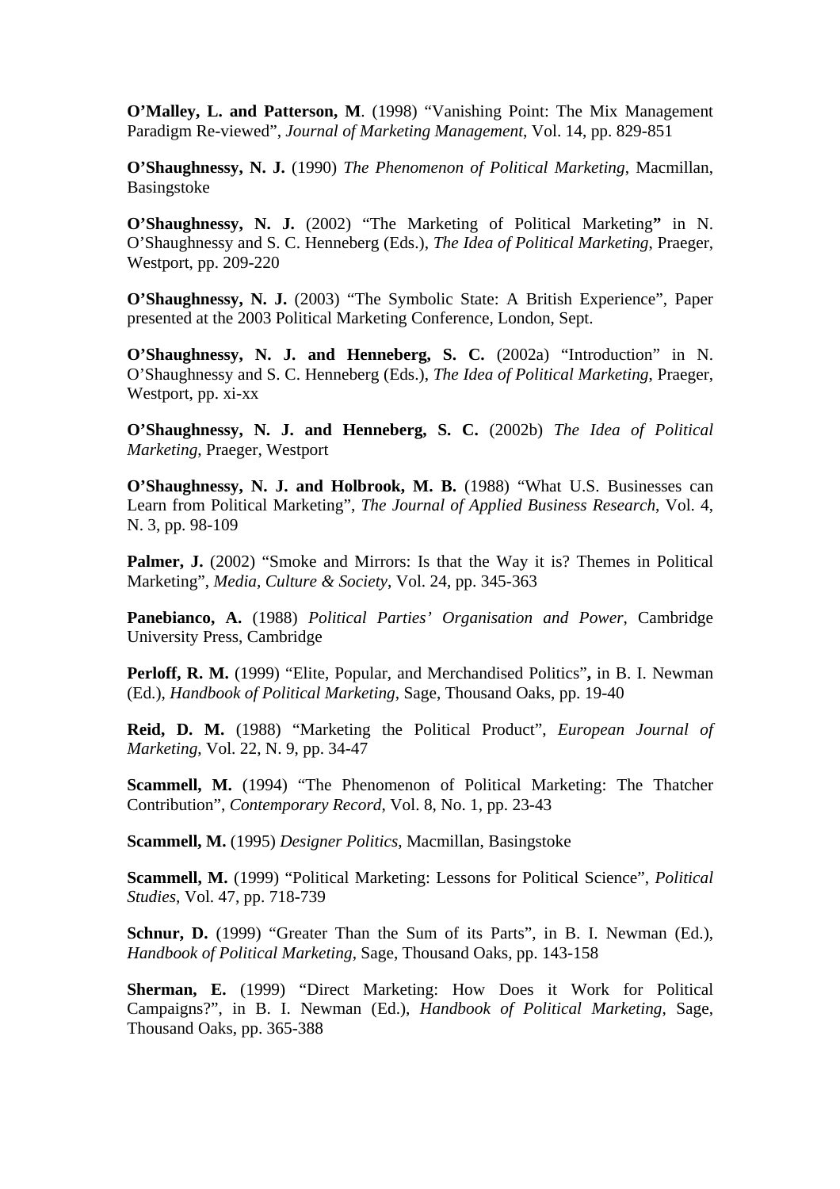**O'Malley, L. and Patterson, M**. (1998) "Vanishing Point: The Mix Management Paradigm Re-viewed", *Journal of Marketing Management*, Vol. 14, pp. 829-851

**O'Shaughnessy, N. J.** (1990) *The Phenomenon of Political Marketing*, Macmillan, Basingstoke

**O'Shaughnessy, N. J.** (2002) "The Marketing of Political Marketing**"** in N. O'Shaughnessy and S. C. Henneberg (Eds.), *The Idea of Political Marketing*, Praeger, Westport, pp. 209-220

**O'Shaughnessy, N. J.** (2003) "The Symbolic State: A British Experience", Paper presented at the 2003 Political Marketing Conference, London, Sept.

**O'Shaughnessy, N. J. and Henneberg, S. C.** (2002a) "Introduction" in N. O'Shaughnessy and S. C. Henneberg (Eds.), *The Idea of Political Marketing*, Praeger, Westport, pp. xi-xx

**O'Shaughnessy, N. J. and Henneberg, S. C.** (2002b) *The Idea of Political Marketing*, Praeger, Westport

**O'Shaughnessy, N. J. and Holbrook, M. B.** (1988) "What U.S. Businesses can Learn from Political Marketing", *The Journal of Applied Business Research*, Vol. 4, N. 3, pp. 98-109

**Palmer, J.** (2002) "Smoke and Mirrors: Is that the Way it is? Themes in Political Marketing", *Media, Culture & Society*, Vol. 24, pp. 345-363

**Panebianco, A.** (1988) *Political Parties' Organisation and Power*, Cambridge University Press, Cambridge

**Perloff, R. M.** (1999) "Elite, Popular, and Merchandised Politics"**,** in B. I. Newman (Ed.), *Handbook of Political Marketing*, Sage, Thousand Oaks, pp. 19-40

**Reid, D. M.** (1988) "Marketing the Political Product", *European Journal of Marketing*, Vol. 22, N. 9, pp. 34-47

**Scammell, M.** (1994) "The Phenomenon of Political Marketing: The Thatcher Contribution", *Contemporary Record*, Vol. 8, No. 1, pp. 23-43

**Scammell, M.** (1995) *Designer Politics*, Macmillan, Basingstoke

**Scammell, M.** (1999) "Political Marketing: Lessons for Political Science", *Political Studies*, Vol. 47, pp. 718-739

**Schnur, D.** (1999) "Greater Than the Sum of its Parts", in B. I. Newman (Ed.), *Handbook of Political Marketing*, Sage, Thousand Oaks, pp. 143-158

**Sherman, E.** (1999) "Direct Marketing: How Does it Work for Political Campaigns?", in B. I. Newman (Ed.), *Handbook of Political Marketing*, Sage, Thousand Oaks, pp. 365-388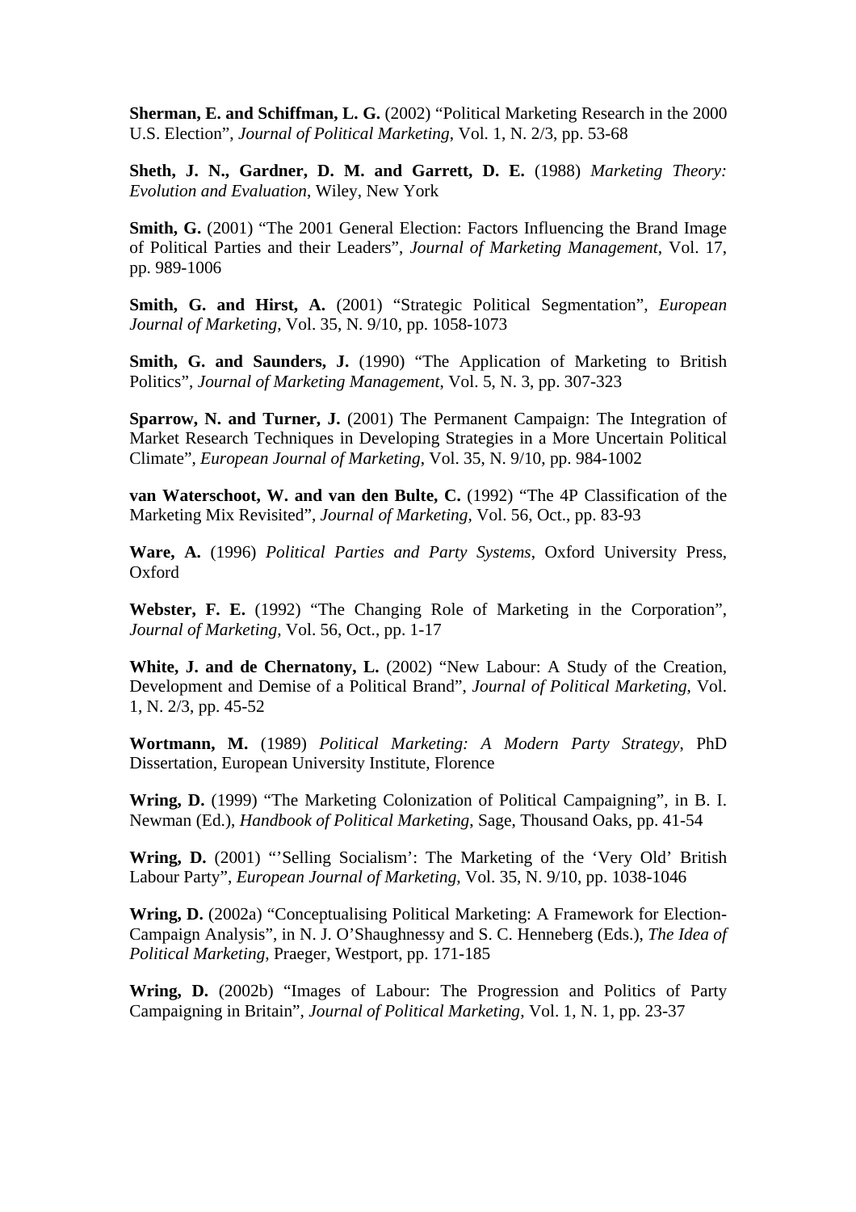**Sherman, E. and Schiffman, L. G.** (2002) "Political Marketing Research in the 2000 U.S. Election", *Journal of Political Marketing*, Vol. 1, N. 2/3, pp. 53-68

**Sheth, J. N., Gardner, D. M. and Garrett, D. E.** (1988) *Marketing Theory: Evolution and Evaluation*, Wiley, New York

**Smith, G.** (2001) "The 2001 General Election: Factors Influencing the Brand Image of Political Parties and their Leaders", *Journal of Marketing Management*, Vol. 17, pp. 989-1006

**Smith, G. and Hirst, A.** (2001) "Strategic Political Segmentation", *European Journal of Marketing*, Vol. 35, N. 9/10, pp. 1058-1073

**Smith, G. and Saunders, J.** (1990) "The Application of Marketing to British Politics", *Journal of Marketing Management*, Vol. 5, N. 3, pp. 307-323

**Sparrow, N. and Turner, J.** (2001) The Permanent Campaign: The Integration of Market Research Techniques in Developing Strategies in a More Uncertain Political Climate", *European Journal of Marketing*, Vol. 35, N. 9/10, pp. 984-1002

**van Waterschoot, W. and van den Bulte, C.** (1992) "The 4P Classification of the Marketing Mix Revisited", *Journal of Marketing*, Vol. 56, Oct., pp. 83-93

**Ware, A.** (1996) *Political Parties and Party Systems*, Oxford University Press, Oxford

**Webster, F. E.** (1992) "The Changing Role of Marketing in the Corporation", *Journal of Marketing*, Vol. 56, Oct., pp. 1-17

**White, J. and de Chernatony, L.** (2002) "New Labour: A Study of the Creation, Development and Demise of a Political Brand", *Journal of Political Marketing*, Vol. 1, N. 2/3, pp. 45-52

**Wortmann, M.** (1989) *Political Marketing: A Modern Party Strategy*, PhD Dissertation, European University Institute, Florence

**Wring, D.** (1999) "The Marketing Colonization of Political Campaigning", in B. I. Newman (Ed.), *Handbook of Political Marketing*, Sage, Thousand Oaks, pp. 41-54

**Wring, D.** (2001) "'Selling Socialism': The Marketing of the 'Very Old' British Labour Party", *European Journal of Marketing*, Vol. 35, N. 9/10, pp. 1038-1046

**Wring, D.** (2002a) "Conceptualising Political Marketing: A Framework for Election-Campaign Analysis", in N. J. O'Shaughnessy and S. C. Henneberg (Eds.), *The Idea of Political Marketing*, Praeger, Westport, pp. 171-185

**Wring, D.** (2002b) "Images of Labour: The Progression and Politics of Party Campaigning in Britain", *Journal of Political Marketing*, Vol. 1, N. 1, pp. 23-37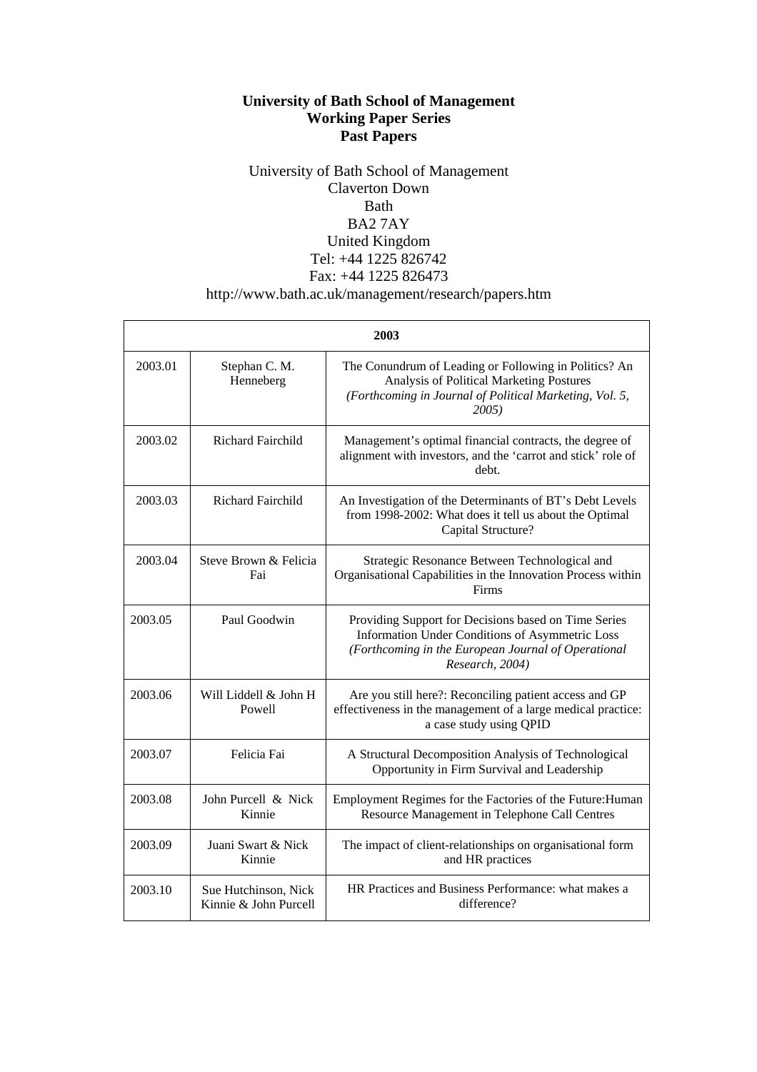**University of Bath School of Management**
**Working Paper Series**
**Past Papers**

University of Bath School of Management
Claverton Down
Bath
BA2 7AY
United Kingdom
Tel: +44 1225 826742
Fax: +44 1225 826473
http://www.bath.ac.uk/management/research/papers.htm

| **2003** | | |
|---|---|---|
| 2003.01 | Stephan C. M. Henneberg | The Conundrum of Leading or Following in Politics? An Analysis of Political Marketing Postures *(Forthcoming in Journal of Political Marketing, Vol. 5, 2005)* |
| 2003.02 | Richard Fairchild | Management's optimal financial contracts, the degree of alignment with investors, and the 'carrot and stick' role of debt. |
| 2003.03 | Richard Fairchild | An Investigation of the Determinants of BT's Debt Levels from 1998-2002: What does it tell us about the Optimal Capital Structure? |
| 2003.04 | Steve Brown & Felicia Fai | Strategic Resonance Between Technological and Organisational Capabilities in the Innovation Process within Firms |
| 2003.05 | Paul Goodwin | Providing Support for Decisions based on Time Series Information Under Conditions of Asymmetric Loss *(Forthcoming in the European Journal of Operational Research, 2004)* |
| 2003.06 | Will Liddell & John H Powell | Are you still here?: Reconciling patient access and GP effectiveness in the management of a large medical practice: a case study using QPID |
| 2003.07 | Felicia Fai | A Structural Decomposition Analysis of Technological Opportunity in Firm Survival and Leadership |
| 2003.08 | John Purcell & Nick Kinnie | Employment Regimes for the Factories of the Future:Human Resource Management in Telephone Call Centres |
| 2003.09 | Juani Swart & Nick Kinnie | The impact of client-relationships on organisational form and HR practices |
| 2003.10 | Sue Hutchinson, Nick Kinnie & John Purcell | HR Practices and Business Performance: what makes a difference? |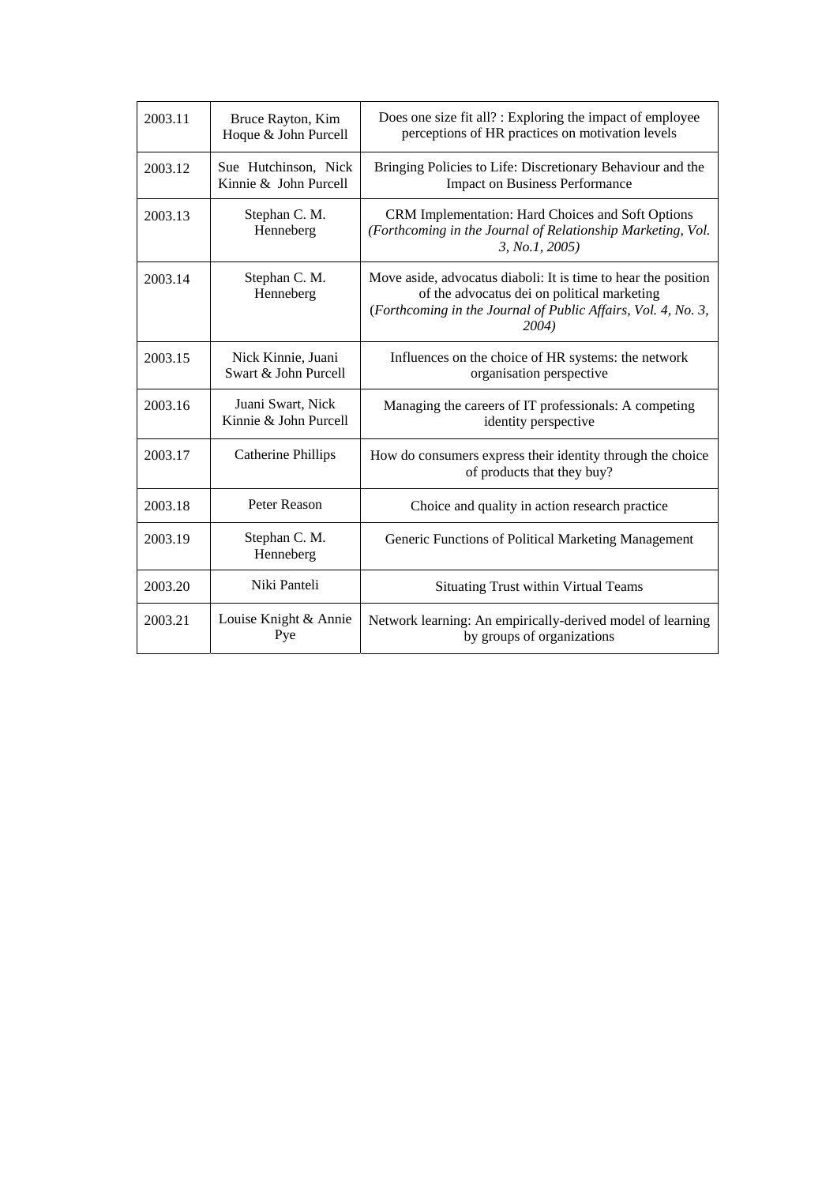| | | |
|---|---|---|
| 2003.11 | Bruce Rayton, Kim Hoque & John Purcell | Does one size fit all? : Exploring the impact of employee perceptions of HR practices on motivation levels |
| 2003.12 | Sue Hutchinson, Nick Kinnie & John Purcell | Bringing Policies to Life: Discretionary Behaviour and the Impact on Business Performance |
| 2003.13 | Stephan C. M. Henneberg | CRM Implementation: Hard Choices and Soft Options *(Forthcoming in the Journal of Relationship Marketing, Vol. 3, No.1, 2005)* |
| 2003.14 | Stephan C. M. Henneberg | Move aside, advocatus diaboli: It is time to hear the position of the advocatus dei on political marketing (*Forthcoming in the Journal of Public Affairs, Vol. 4, No. 3, 2004)* |
| 2003.15 | Nick Kinnie, Juani Swart & John Purcell | Influences on the choice of HR systems: the network organisation perspective |
| 2003.16 | Juani Swart, Nick Kinnie & John Purcell | Managing the careers of IT professionals: A competing identity perspective |
| 2003.17 | Catherine Phillips | How do consumers express their identity through the choice of products that they buy? |
| 2003.18 | Peter Reason | Choice and quality in action research practice |
| 2003.19 | Stephan C. M. Henneberg | Generic Functions of Political Marketing Management |
| 2003.20 | Niki Panteli | Situating Trust within Virtual Teams |
| 2003.21 | Louise Knight & Annie Pye | Network learning: An empirically-derived model of learning by groups of organizations |